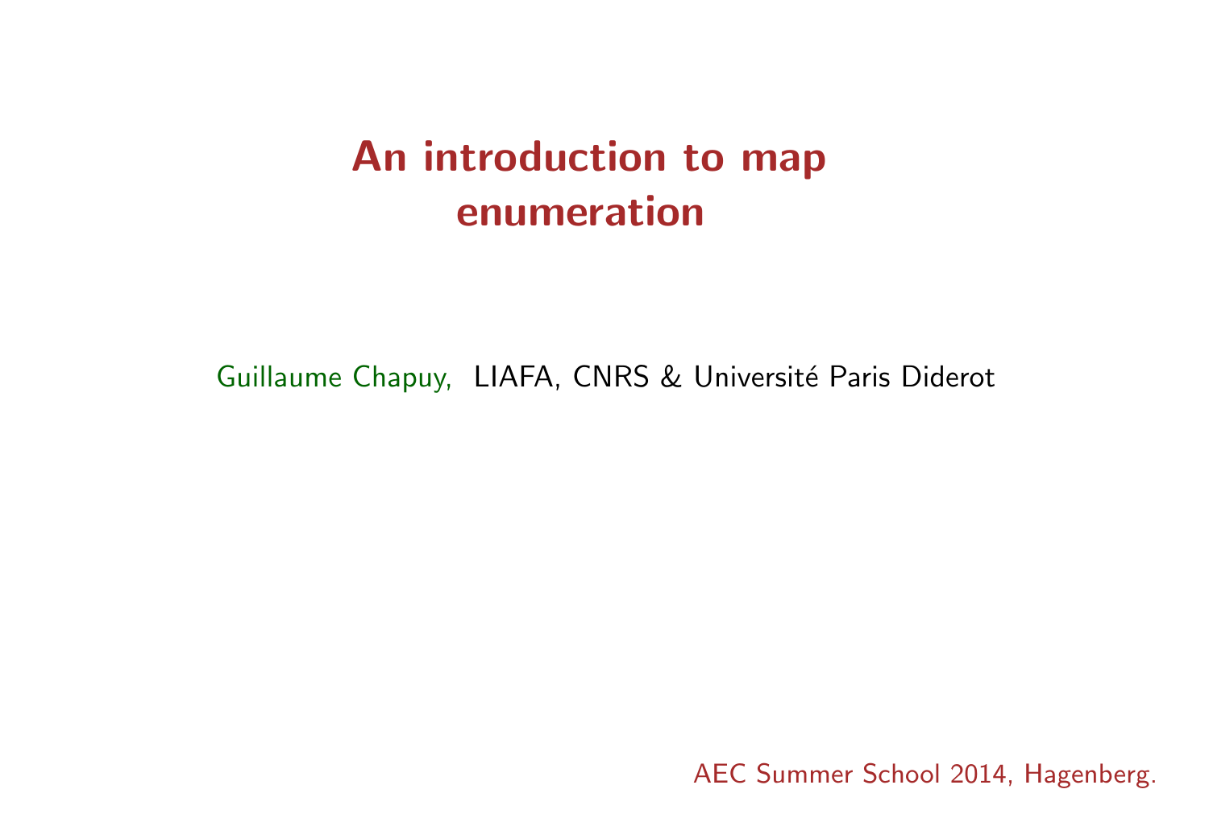# An introduction to map enumeration

Guillaume Chapuy, LIAFA, CNRS & Université Paris Diderot

AEC Summer School 2014, Hagenberg.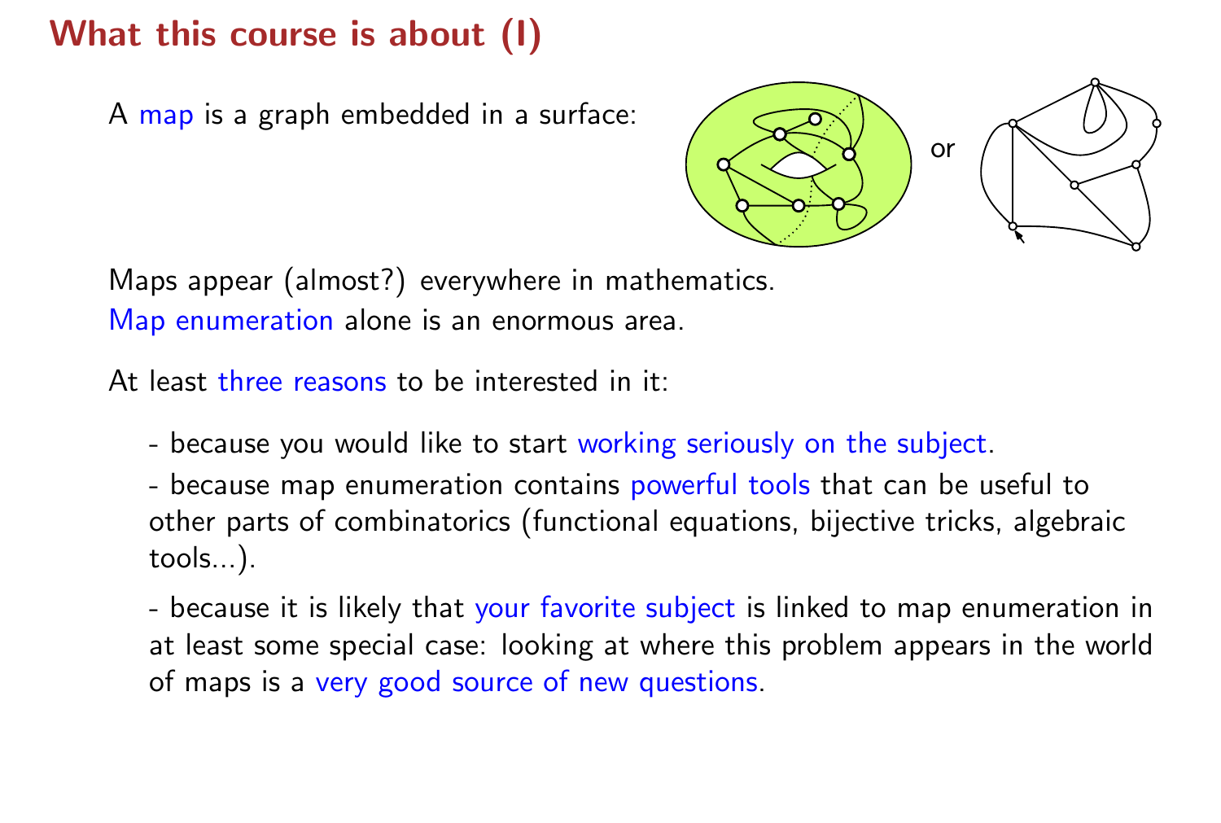# What this course is about (I)

A map is a graph embedded in a surface:

or

Maps appear (almost?) everywhere in mathematics.
Map enumeration alone is an enormous area.

At least three reasons to be interested in it:

- because you would like to start working seriously on the subject.
- because map enumeration contains powerful tools that can be useful to other parts of combinatorics (functional equations, bijective tricks, algebraic tools...).
- because it is likely that your favorite subject is linked to map enumeration in at least some special case: looking at where this problem appears in the world of maps is a very good source of new questions.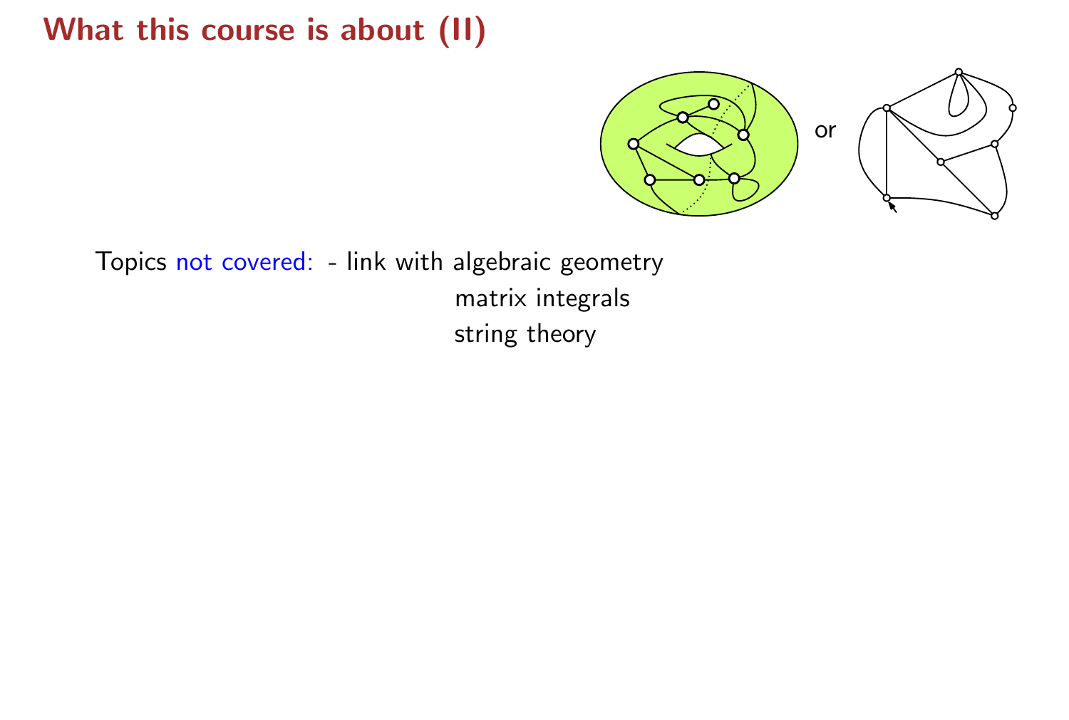# What this course is about (II)

or

Topics not covered: - link with algebraic geometry
matrix integrals
string theory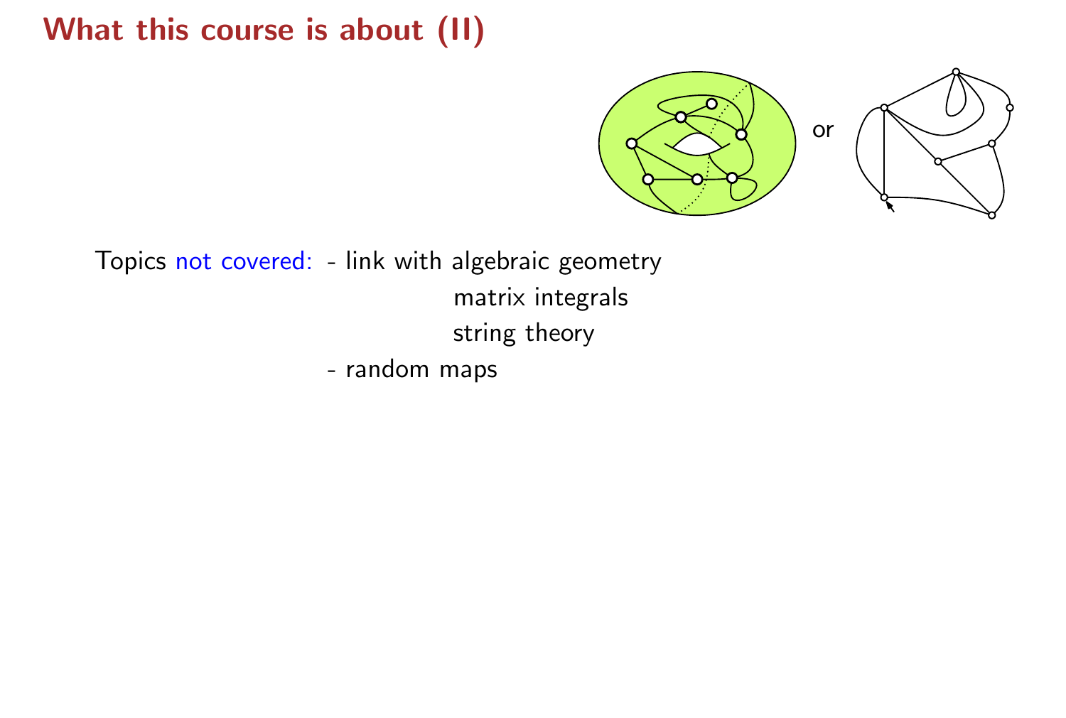# What this course is about (II)

or

Topics not covered:

- link with algebraic geometry
  - matrix integrals
  - string theory
- random maps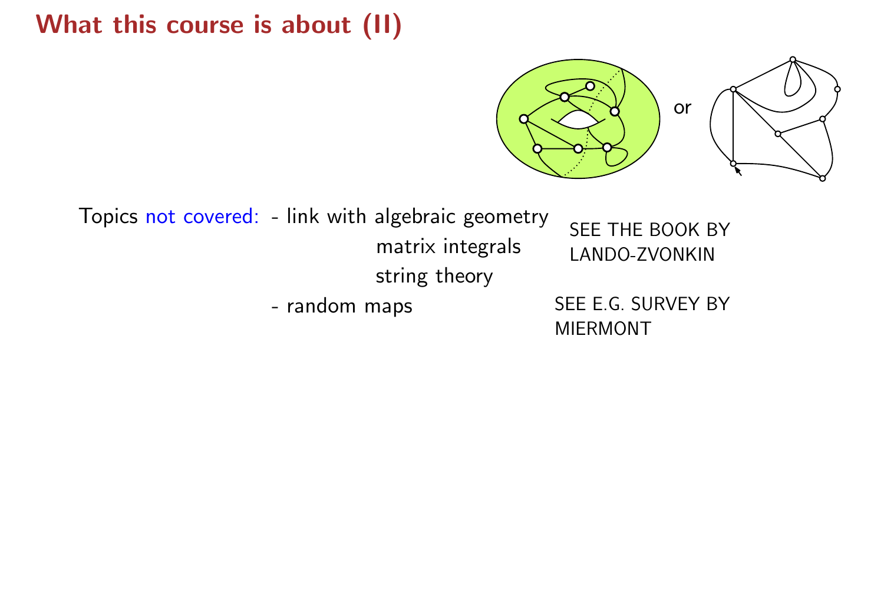# What this course is about (II)

or

Topics not covered:

- link with algebraic geometry
  matrix integrals
  string theory

  SEE THE BOOK BY LANDO-ZVONKIN

- random maps

  SEE E.G. SURVEY BY MIERMONT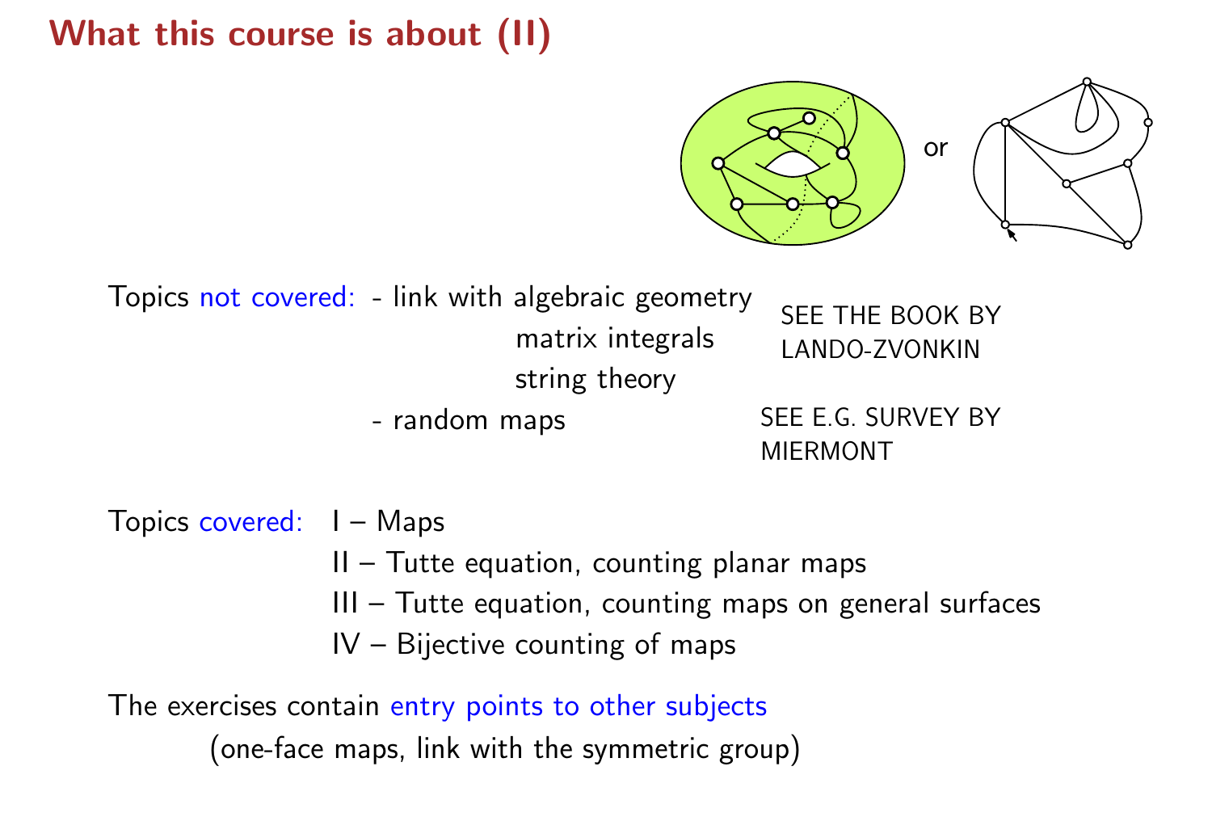# What this course is about (II)

or

Topics not covered:
- link with algebraic geometry
  - matrix integrals
  - string theory

  SEE THE BOOK BY LANDO-ZVONKIN
- random maps

  SEE E.G. SURVEY BY MIERMONT

Topics covered:
- I – Maps
- II – Tutte equation, counting planar maps
- III – Tutte equation, counting maps on general surfaces
- IV – Bijective counting of maps

The exercises contain entry points to other subjects
(one-face maps, link with the symmetric group)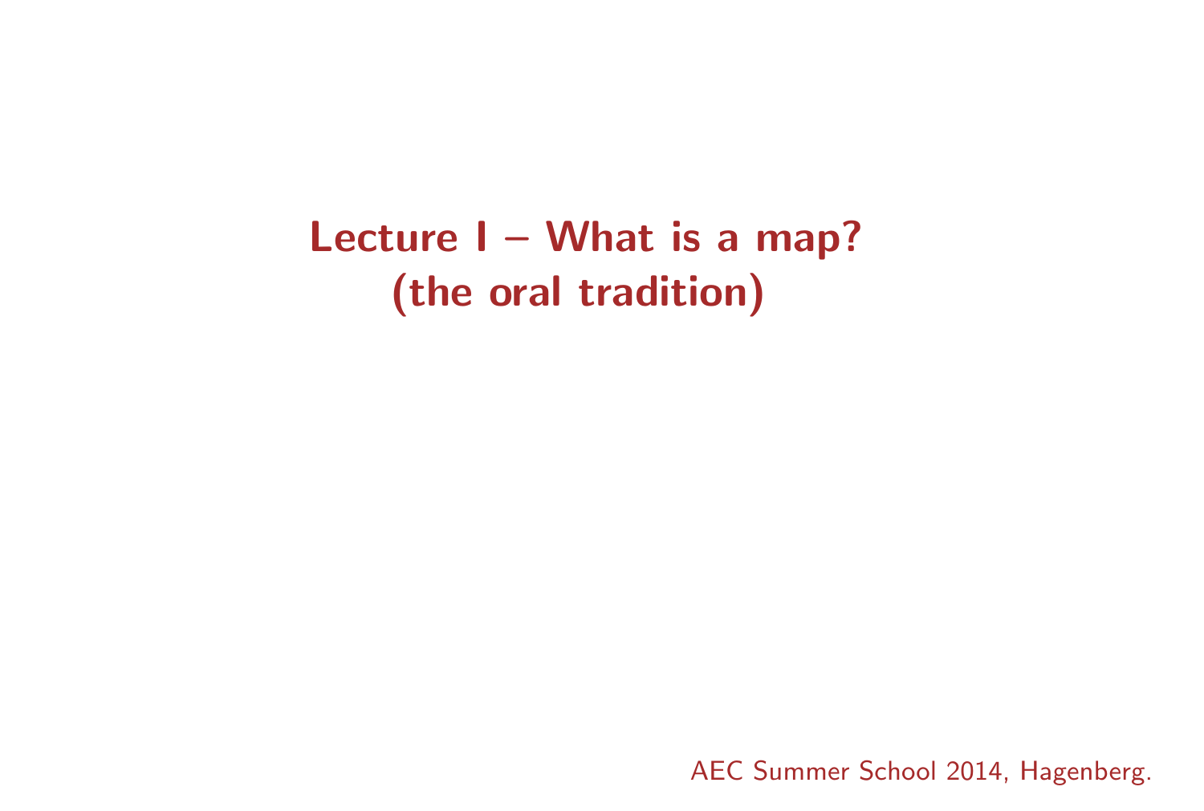# Lecture I – What is a map? (the oral tradition)

AEC Summer School 2014, Hagenberg.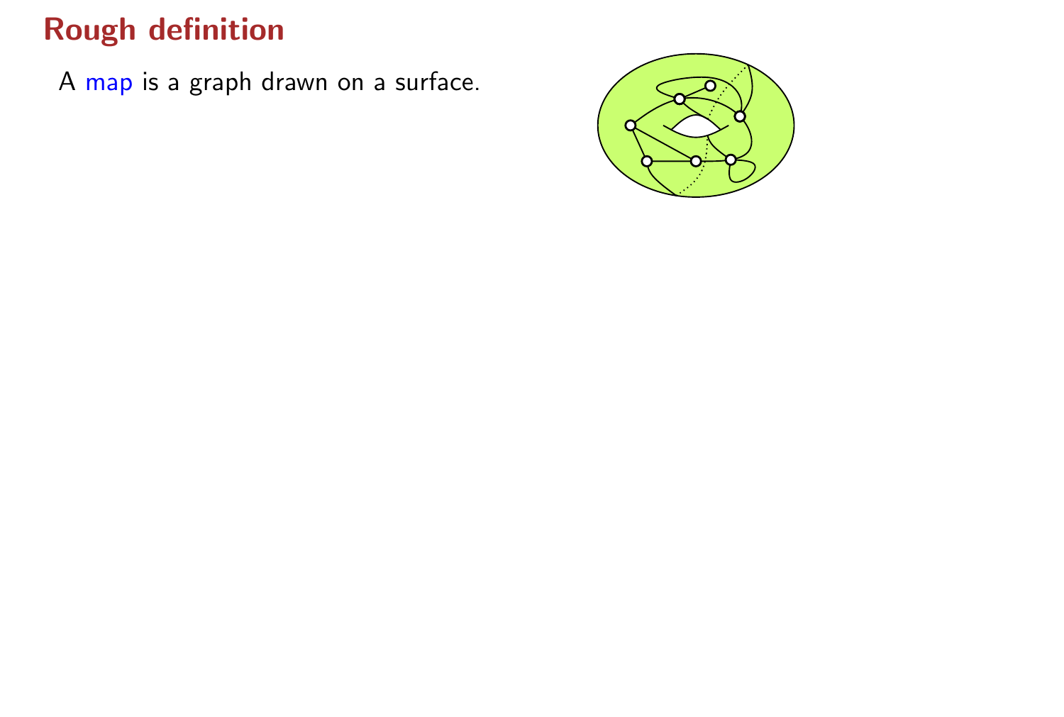# Rough definition

A map is a graph drawn on a surface.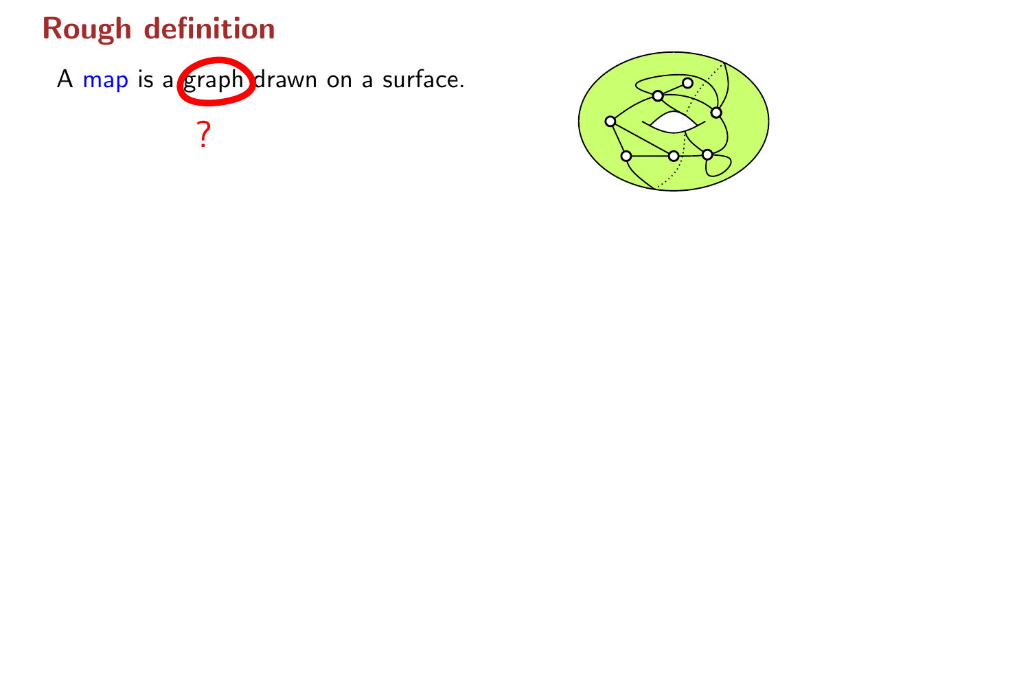# Rough definition

A map is a graph drawn on a surface.

?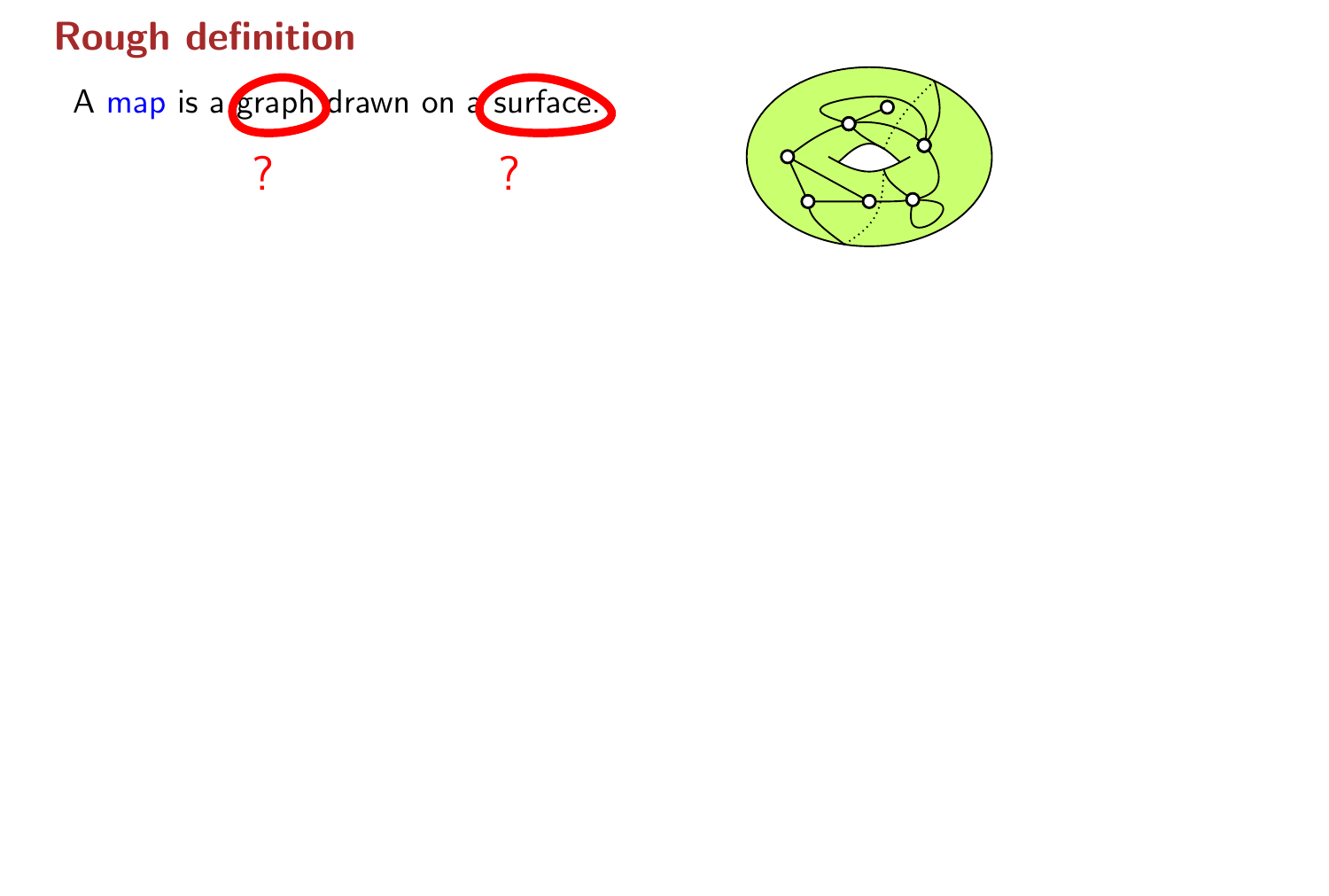# Rough definition

A map is a graph drawn on a surface.

? ?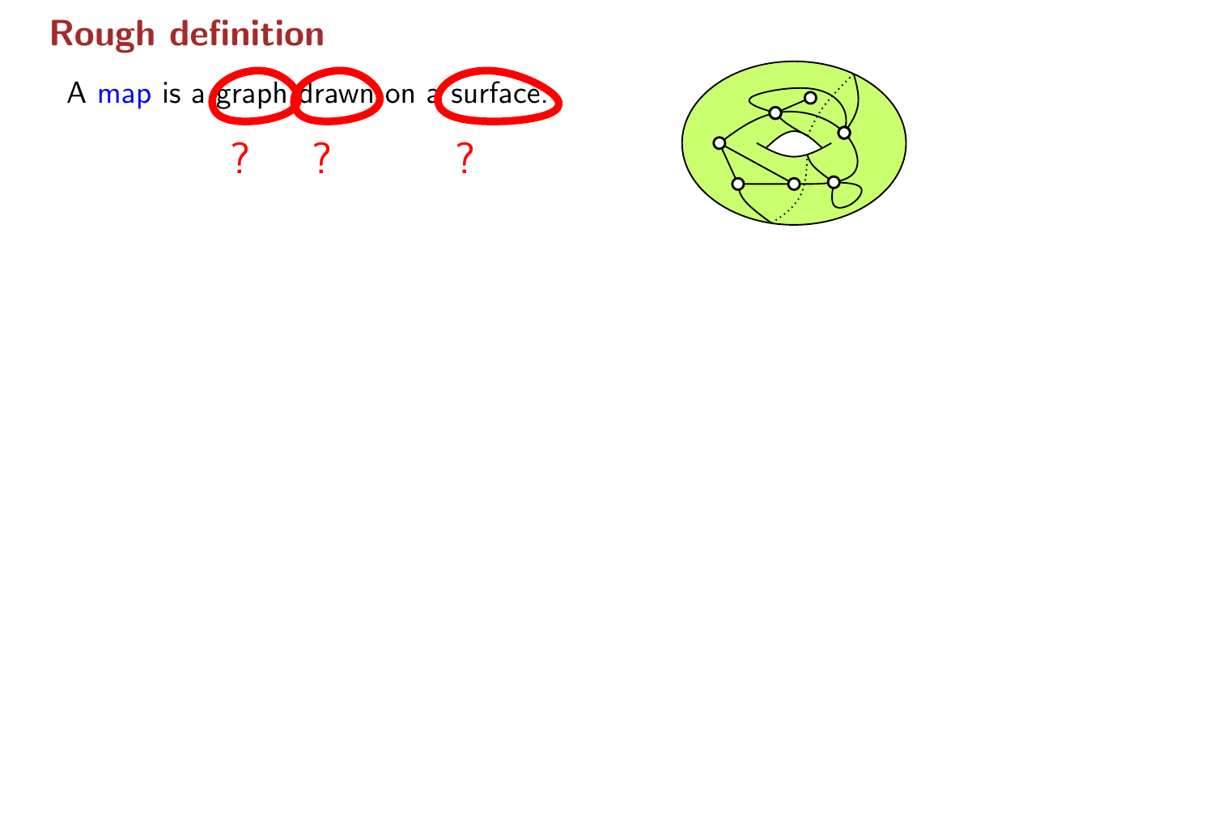# Rough definition

A map is a graph drawn on a surface.

? ? ?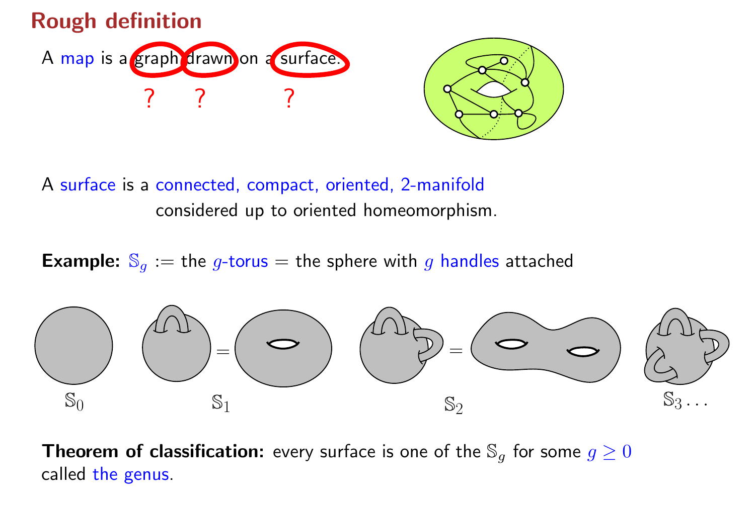## Rough definition

A map is a graph drawn on a surface.

? ? ?

A surface is a connected, compact, oriented, 2-manifold
considered up to oriented homeomorphism.

**Example:** $\mathbb{S}_g$ := the $g$-torus = the sphere with $g$ handles attached

$\mathbb{S}_0$ $\mathbb{S}_1$ $\mathbb{S}_2$ $\mathbb{S}_3 \ldots$

**Theorem of classification:** every surface is one of the $\mathbb{S}_g$ for some $g \geq 0$ called the genus.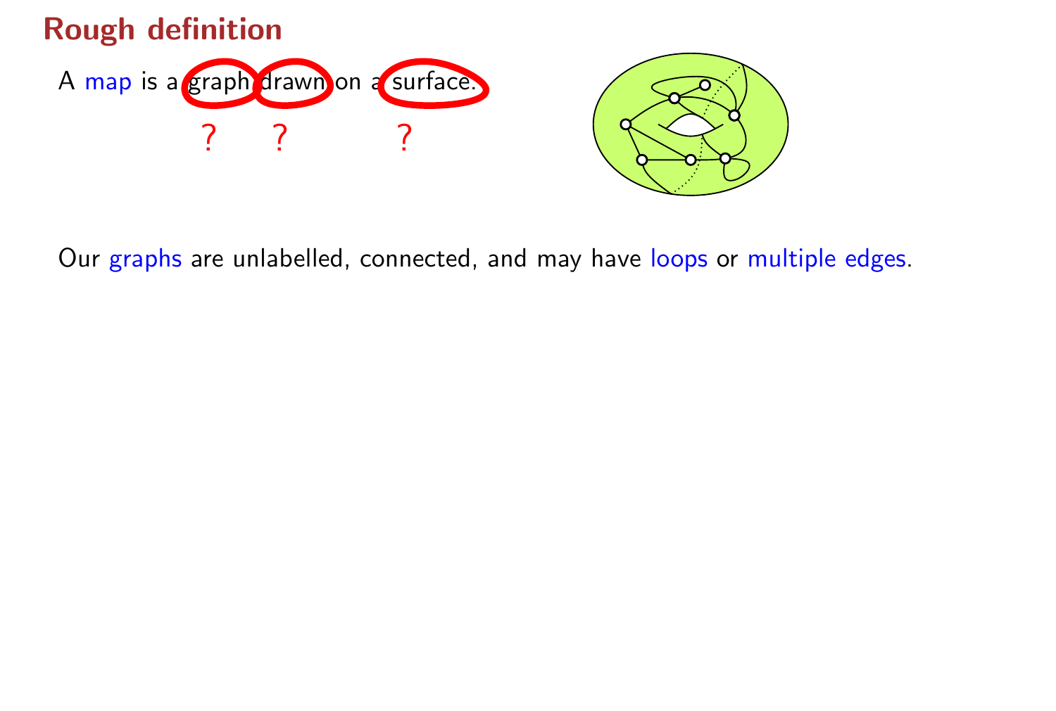# Rough definition

A map is a graph drawn on a surface.

? ? ?

Our graphs are unlabelled, connected, and may have loops or multiple edges.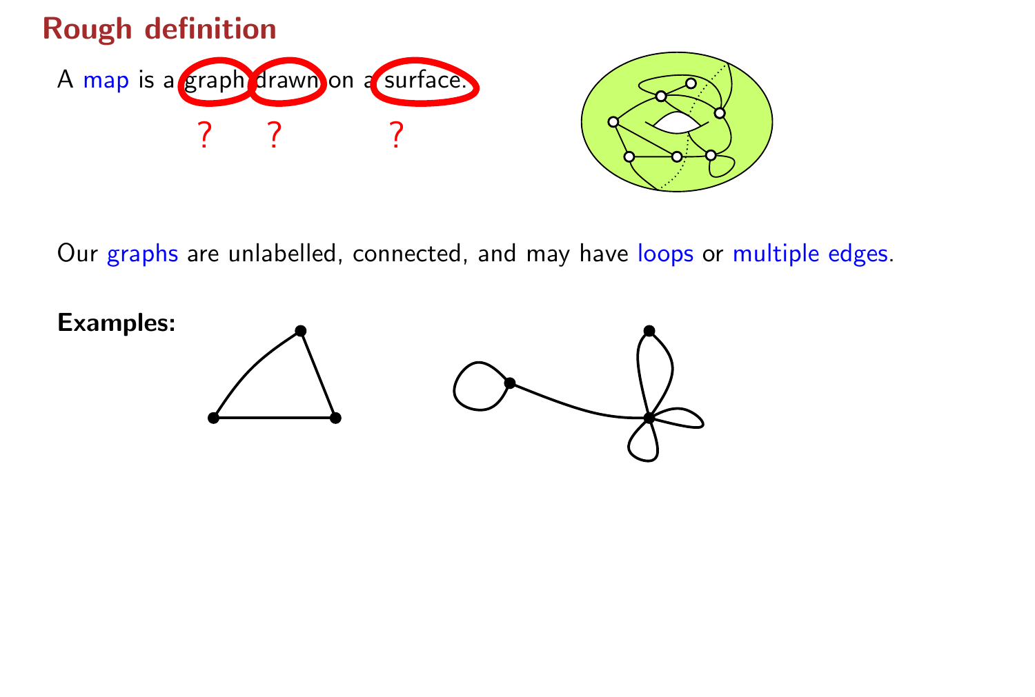# Rough definition

A map is a graph drawn on a surface.

? ? ?

Our graphs are unlabelled, connected, and may have loops or multiple edges.

**Examples:**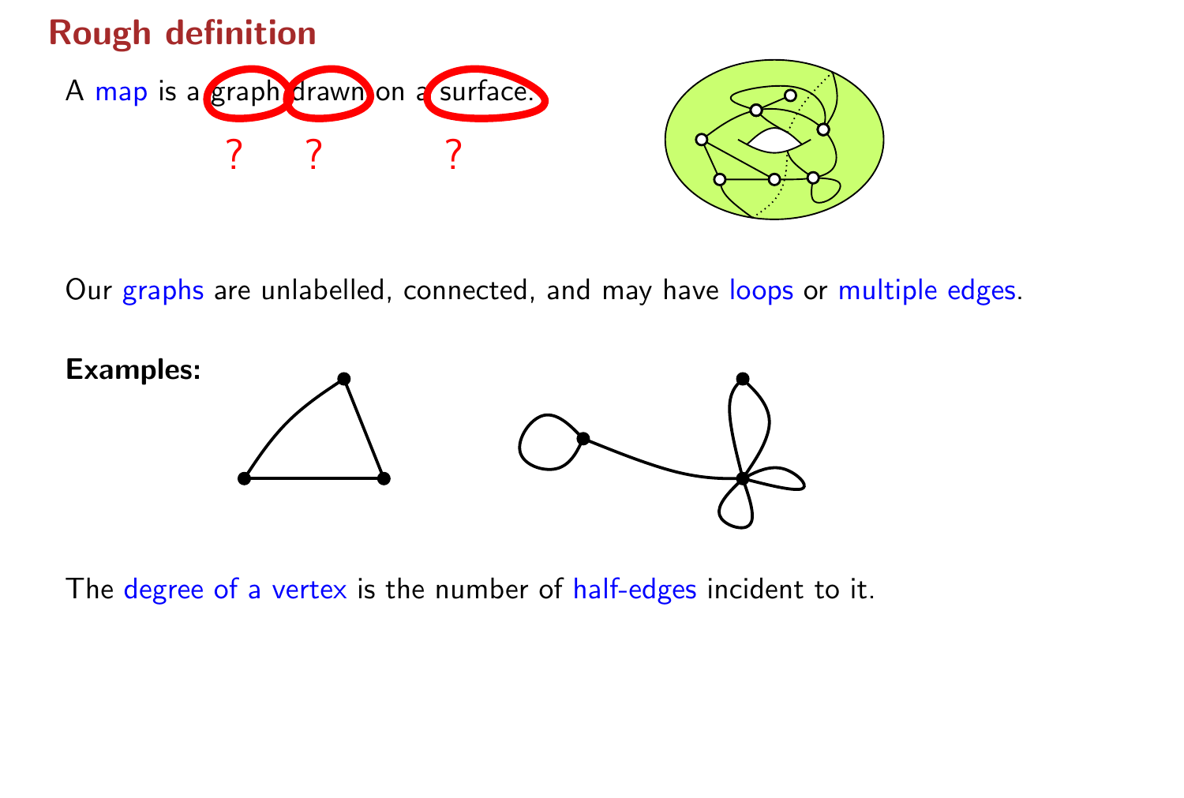## Rough definition

A map is a graph drawn on a surface.

? ? ?

Our graphs are unlabelled, connected, and may have loops or multiple edges.

**Examples:**

The degree of a vertex is the number of half-edges incident to it.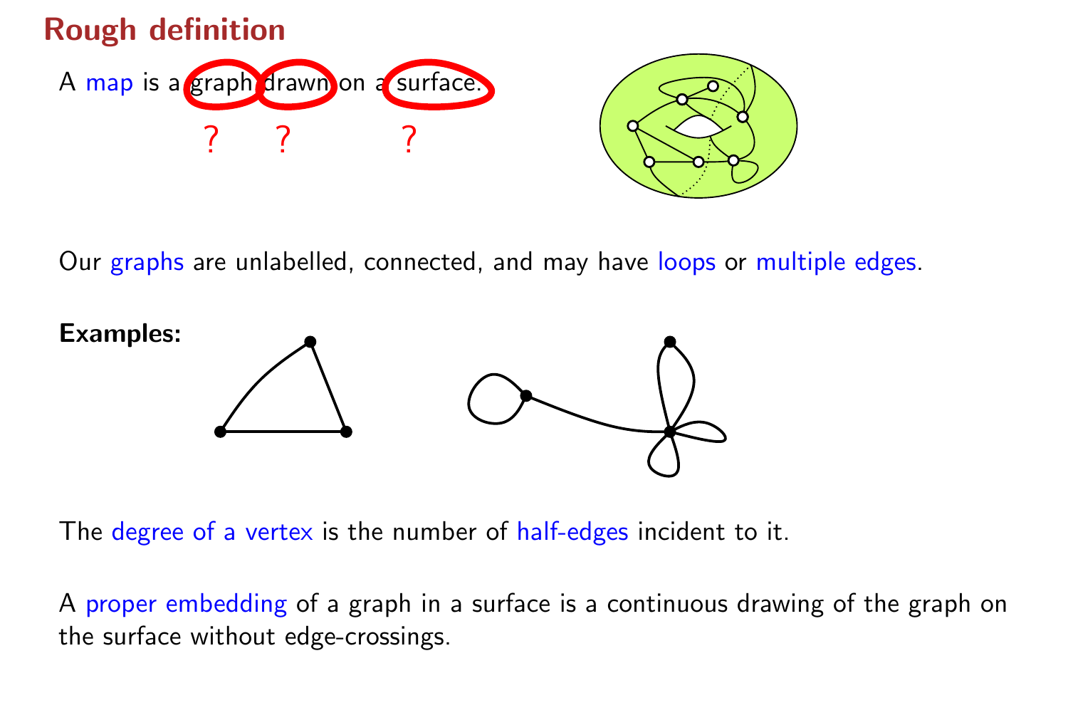## Rough definition

A map is a graph drawn on a surface.

? ? ?

Our graphs are unlabelled, connected, and may have loops or multiple edges.

**Examples:**

The degree of a vertex is the number of half-edges incident to it.

A proper embedding of a graph in a surface is a continuous drawing of the graph on the surface without edge-crossings.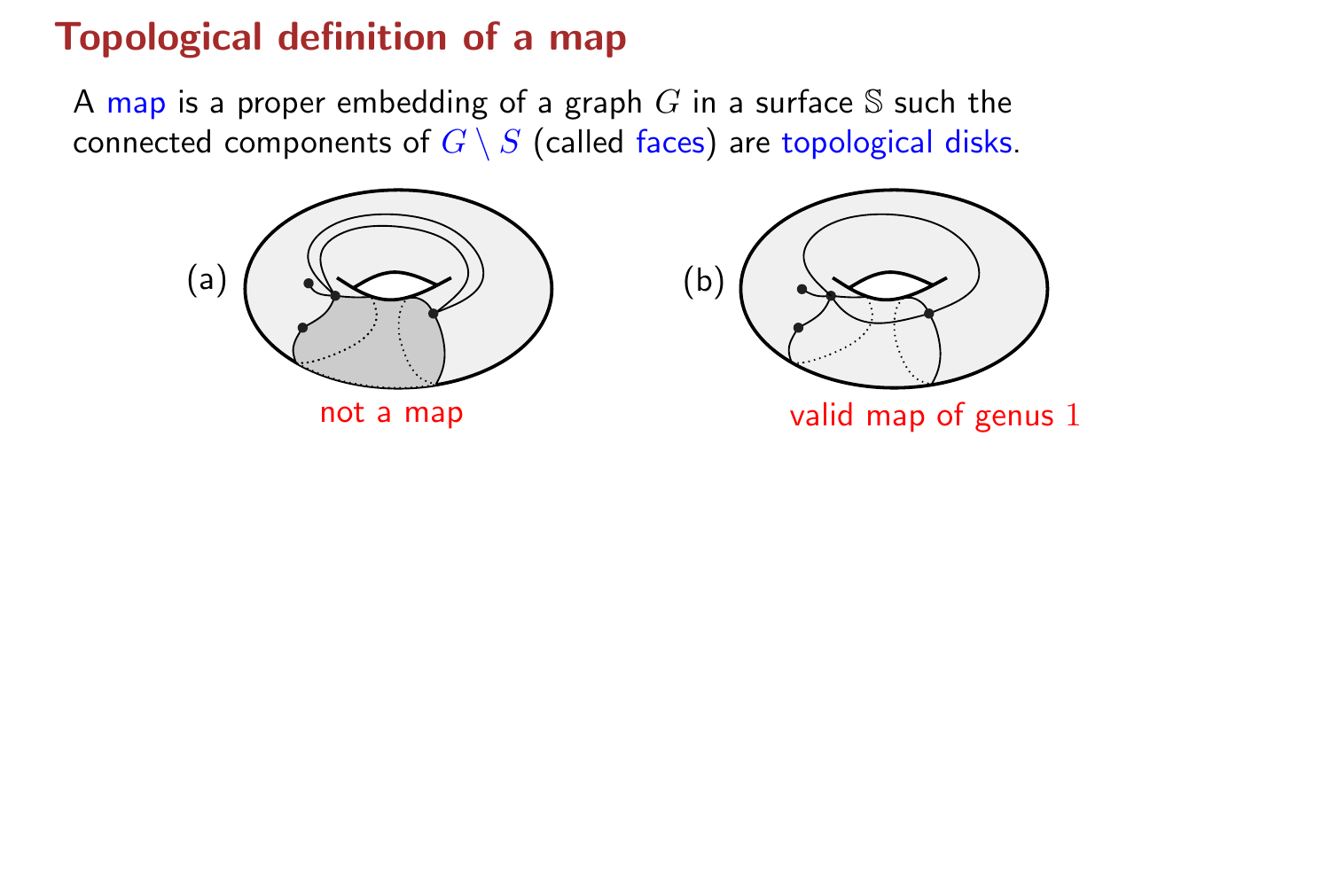# Topological definition of a map

A map is a proper embedding of a graph $G$ in a surface $\mathbb{S}$ such the connected components of $G \setminus S$ (called faces) are topological disks.

(a) not a map

(b) valid map of genus $1$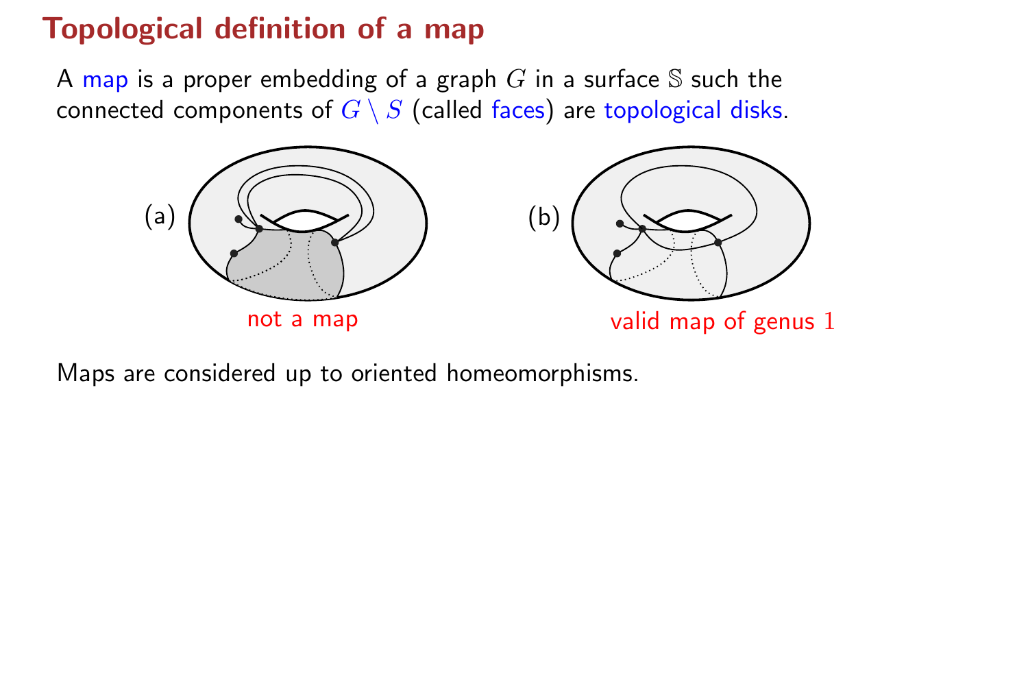# Topological definition of a map

A map is a proper embedding of a graph $G$ in a surface $\mathbb{S}$ such the connected components of $G \setminus S$ (called faces) are topological disks.

(a) not a map

(b) valid map of genus $1$

Maps are considered up to oriented homeomorphisms.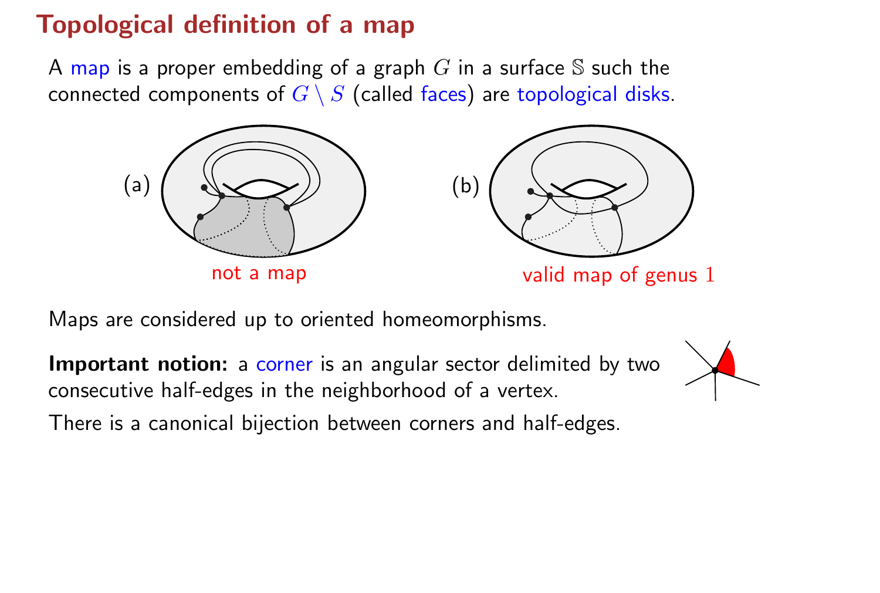# Topological definition of a map

A map is a proper embedding of a graph $G$ in a surface $\mathbb{S}$ such the connected components of $G \setminus S$ (called faces) are topological disks.

(a) not a map

(b) valid map of genus $1$

Maps are considered up to oriented homeomorphisms.

**Important notion:** a corner is an angular sector delimited by two consecutive half-edges in the neighborhood of a vertex.

There is a canonical bijection between corners and half-edges.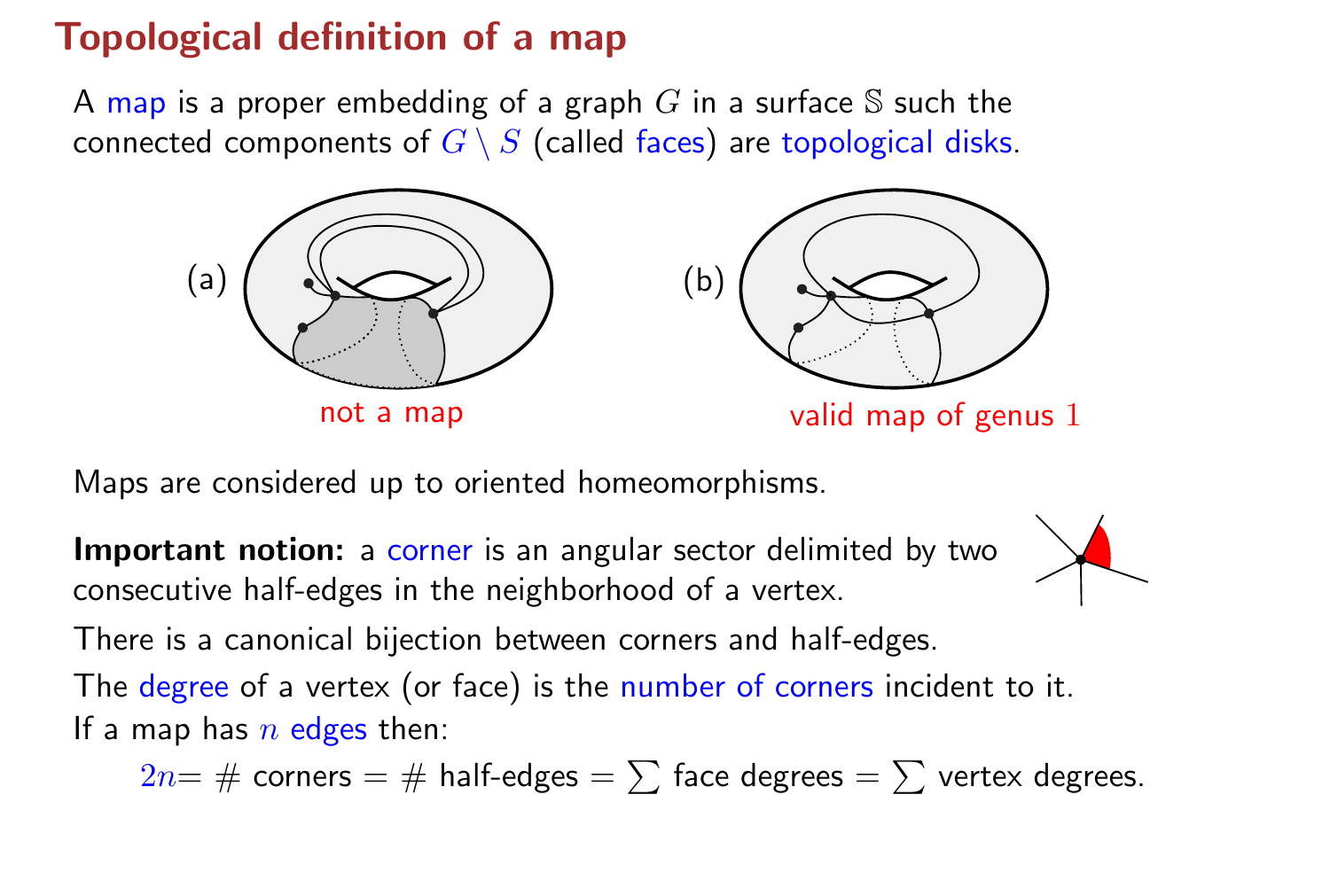## Topological definition of a map

A map is a proper embedding of a graph $G$ in a surface $\mathbb{S}$ such the connected components of $G \setminus S$ (called faces) are topological disks.

(a) not a map

(b) valid map of genus $1$

Maps are considered up to oriented homeomorphisms.

**Important notion:** a corner is an angular sector delimited by two consecutive half-edges in the neighborhood of a vertex.

There is a canonical bijection between corners and half-edges.

The degree of a vertex (or face) is the number of corners incident to it.

If a map has $n$ edges then:

$$2n = \# \text{ corners} = \# \text{ half-edges} = \sum \text{ face degrees} = \sum \text{ vertex degrees}.$$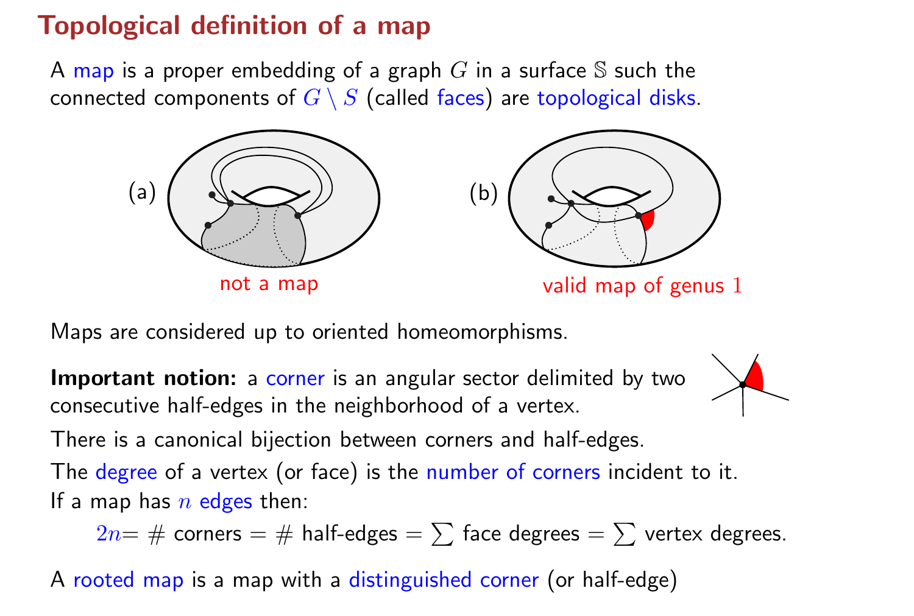## Topological definition of a map

A map is a proper embedding of a graph $G$ in a surface $\mathbb{S}$ such the connected components of $G \setminus S$ (called faces) are topological disks.

(a) not a map

(b) valid map of genus 1

Maps are considered up to oriented homeomorphisms.

**Important notion:** a corner is an angular sector delimited by two consecutive half-edges in the neighborhood of a vertex.

There is a canonical bijection between corners and half-edges.

The degree of a vertex (or face) is the number of corners incident to it.

If a map has $n$ edges then:

$$2n = \# \text{ corners} = \# \text{ half-edges} = \sum \text{ face degrees} = \sum \text{ vertex degrees}.$$

A rooted map is a map with a distinguished corner (or half-edge)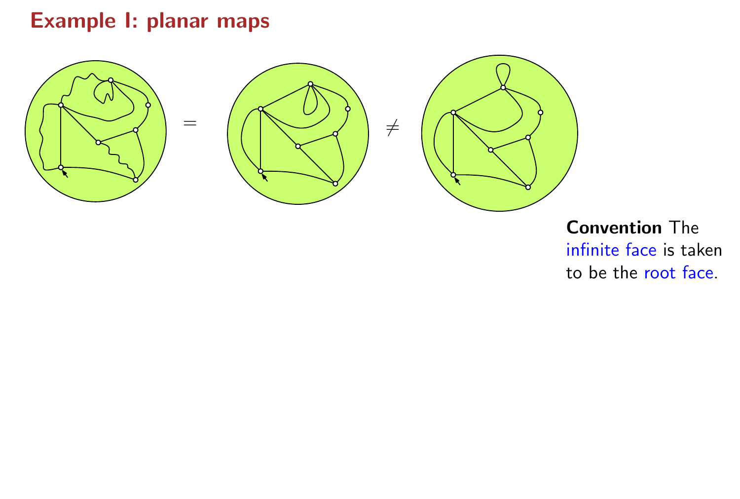# Example I: planar maps

$=$ $\neq$

**Convention** The infinite face is taken to be the root face.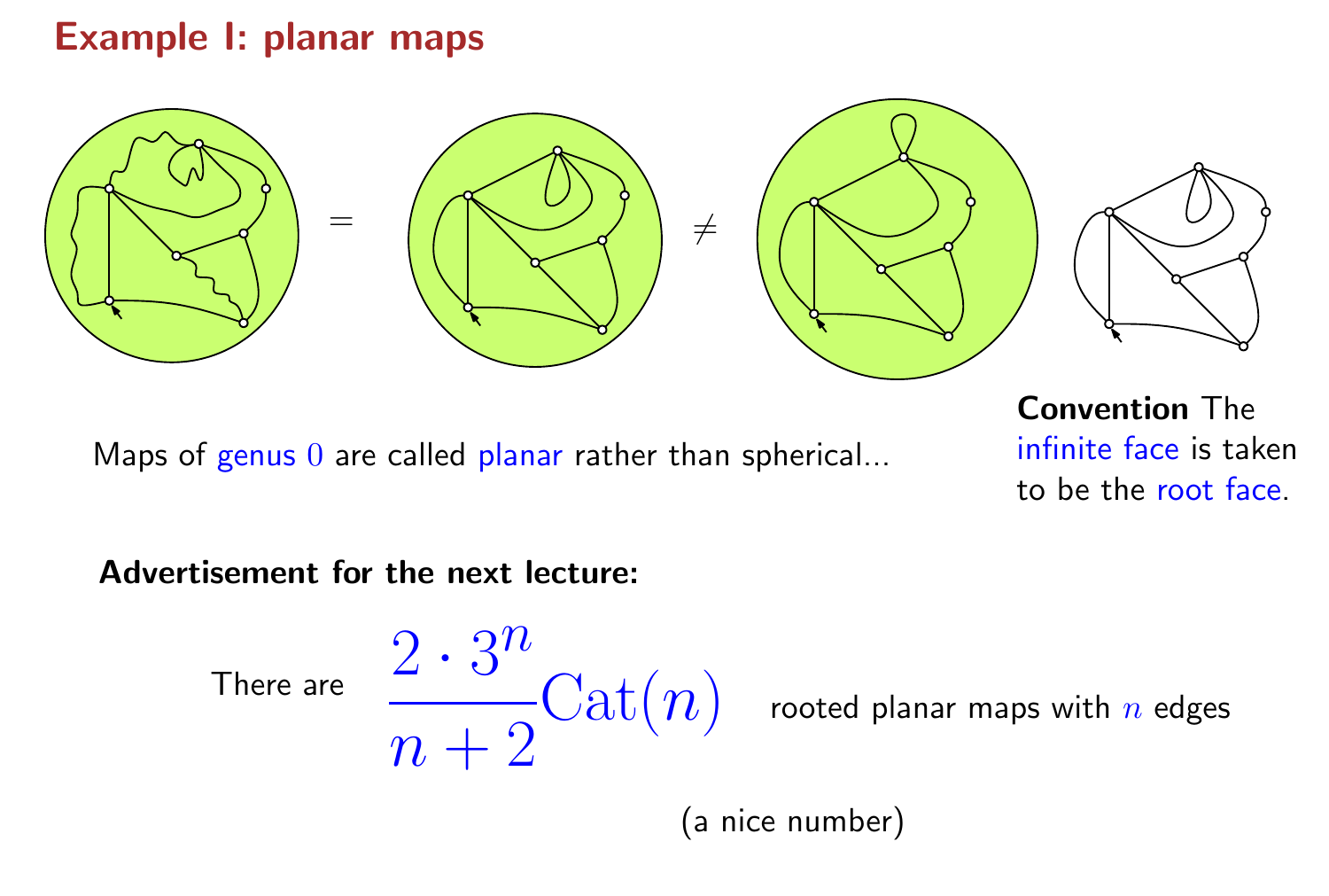# Example I: planar maps

=  ≠

**Convention** The infinite face is taken to be the root face.

Maps of genus $0$ are called planar rather than spherical...

**Advertisement for the next lecture:**

There are $$\frac{2 \cdot 3^n}{n+2}\mathrm{Cat}(n)$$ rooted planar maps with $n$ edges

(a nice number)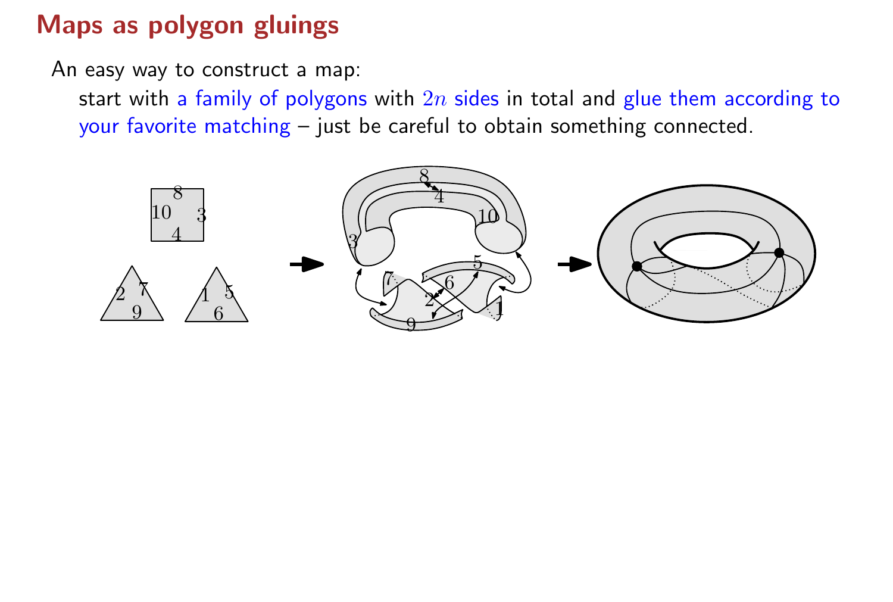# Maps as polygon gluings

An easy way to construct a map:

start with a family of polygons with $2n$ sides in total and glue them according to your favorite matching – just be careful to obtain something connected.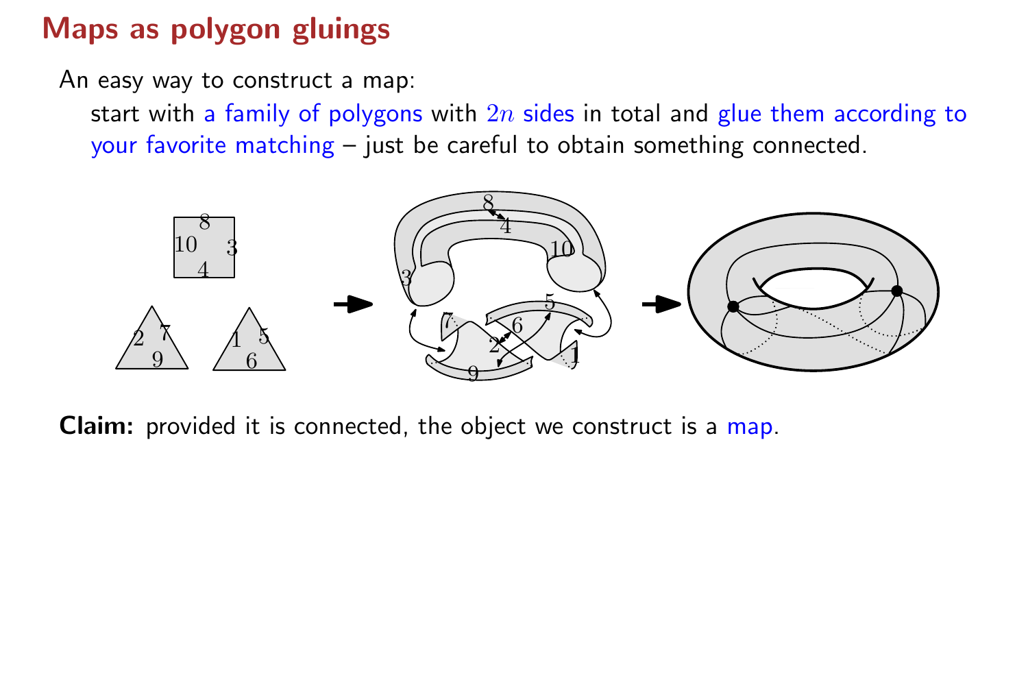# Maps as polygon gluings

An easy way to construct a map:

start with a family of polygons with $2n$ sides in total and glue them according to your favorite matching – just be careful to obtain something connected.

**Claim:** provided it is connected, the object we construct is a map.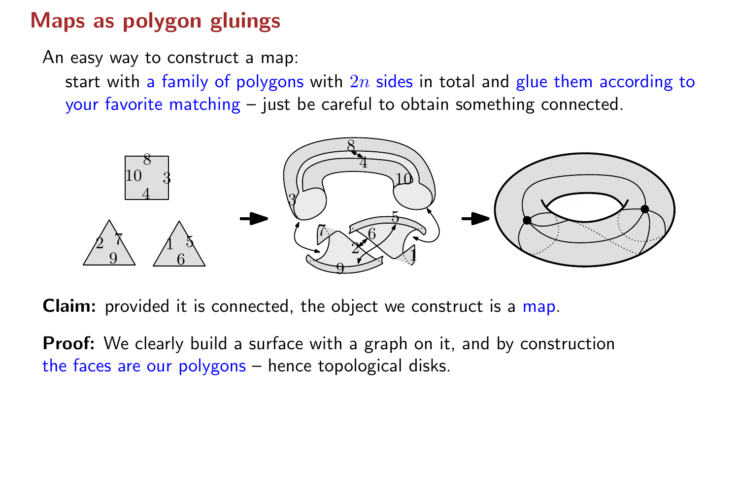# Maps as polygon gluings

An easy way to construct a map:

start with a family of polygons with $2n$ sides in total and glue them according to your favorite matching – just be careful to obtain something connected.

**Claim:** provided it is connected, the object we construct is a map.

**Proof:** We clearly build a surface with a graph on it, and by construction the faces are our polygons – hence topological disks.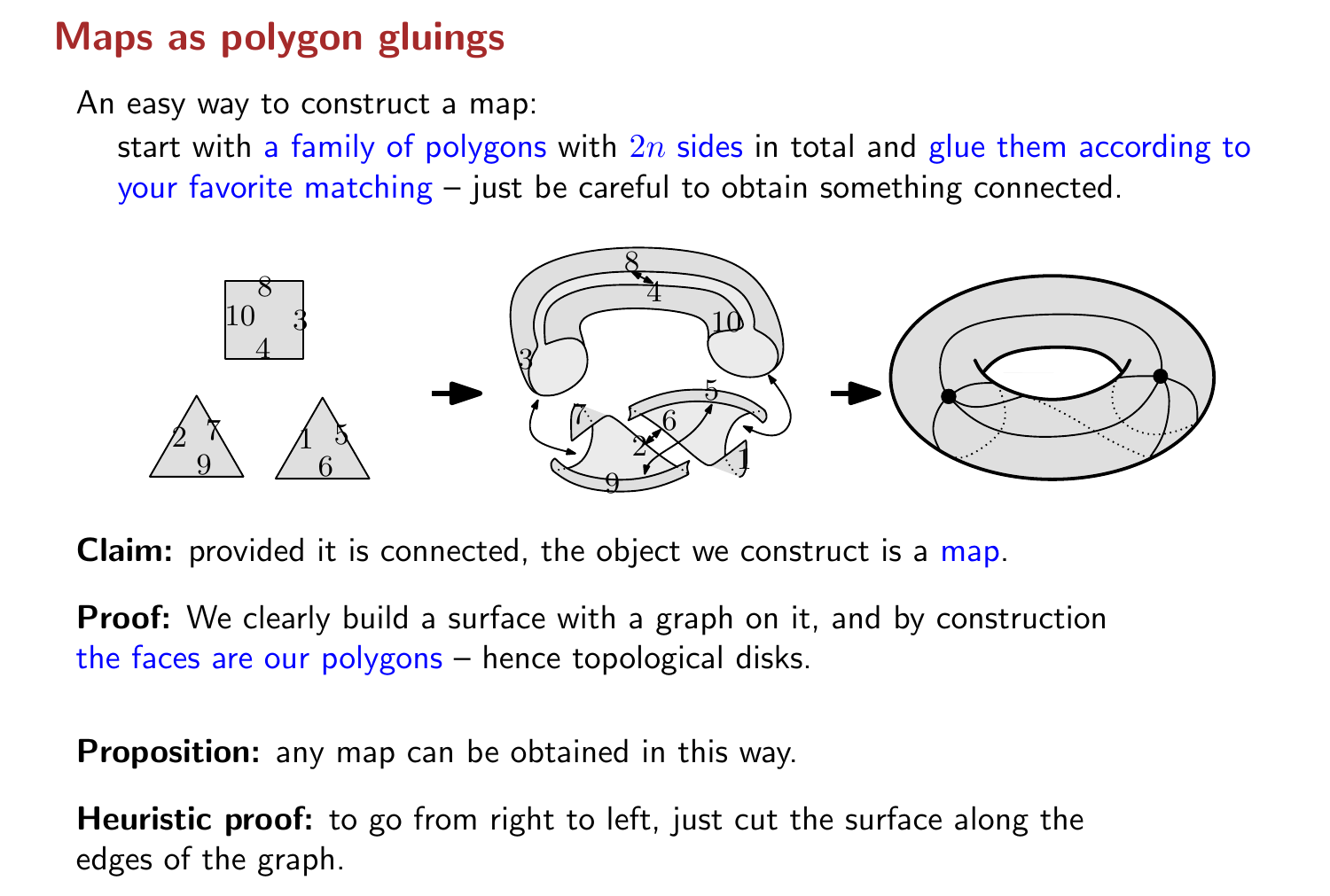## Maps as polygon gluings

An easy way to construct a map:

start with a family of polygons with $2n$ sides in total and glue them according to your favorite matching – just be careful to obtain something connected.

**Claim:** provided it is connected, the object we construct is a map.

**Proof:** We clearly build a surface with a graph on it, and by construction the faces are our polygons – hence topological disks.

**Proposition:** any map can be obtained in this way.

**Heuristic proof:** to go from right to left, just cut the surface along the edges of the graph.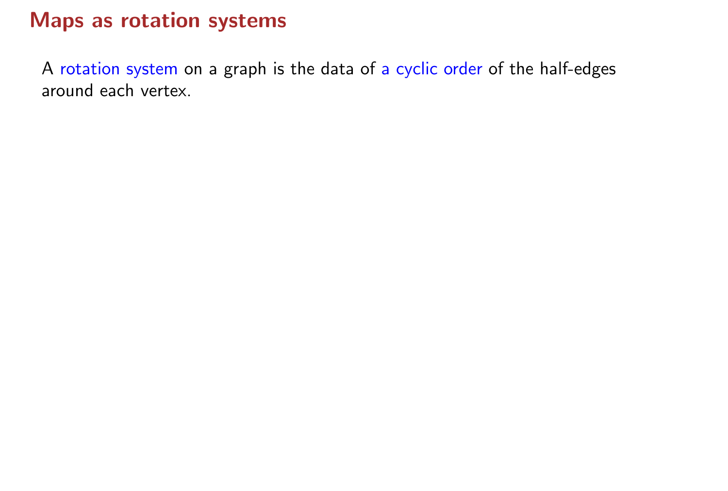# Maps as rotation systems

A rotation system on a graph is the data of a cyclic order of the half-edges around each vertex.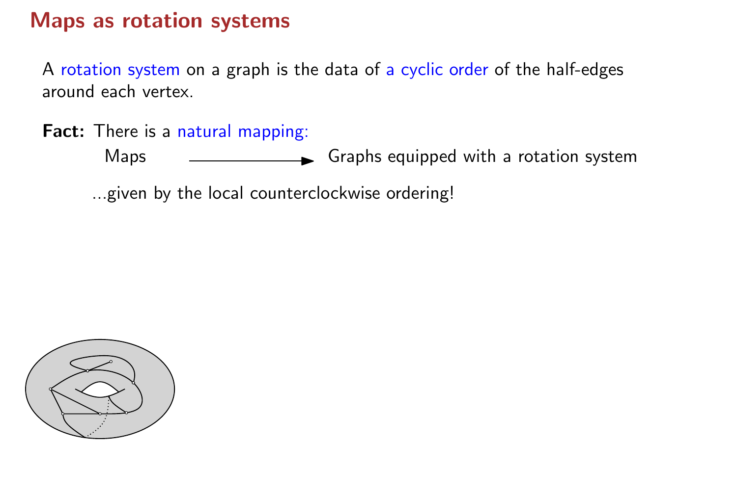# Maps as rotation systems

A rotation system on a graph is the data of a cyclic order of the half-edges around each vertex.

**Fact:** There is a natural mapping:

Maps $\longrightarrow$ Graphs equipped with a rotation system

...given by the local counterclockwise ordering!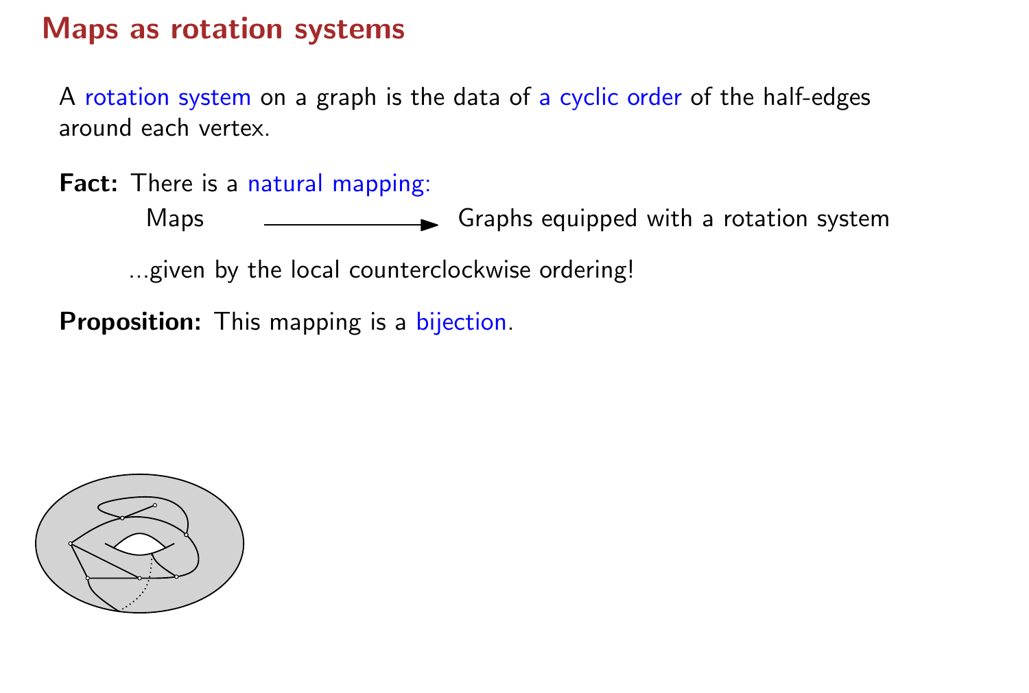# Maps as rotation systems

A rotation system on a graph is the data of a cyclic order of the half-edges around each vertex.

**Fact:** There is a natural mapping:

Maps ⟶ Graphs equipped with a rotation system

...given by the local counterclockwise ordering!

**Proposition:** This mapping is a bijection.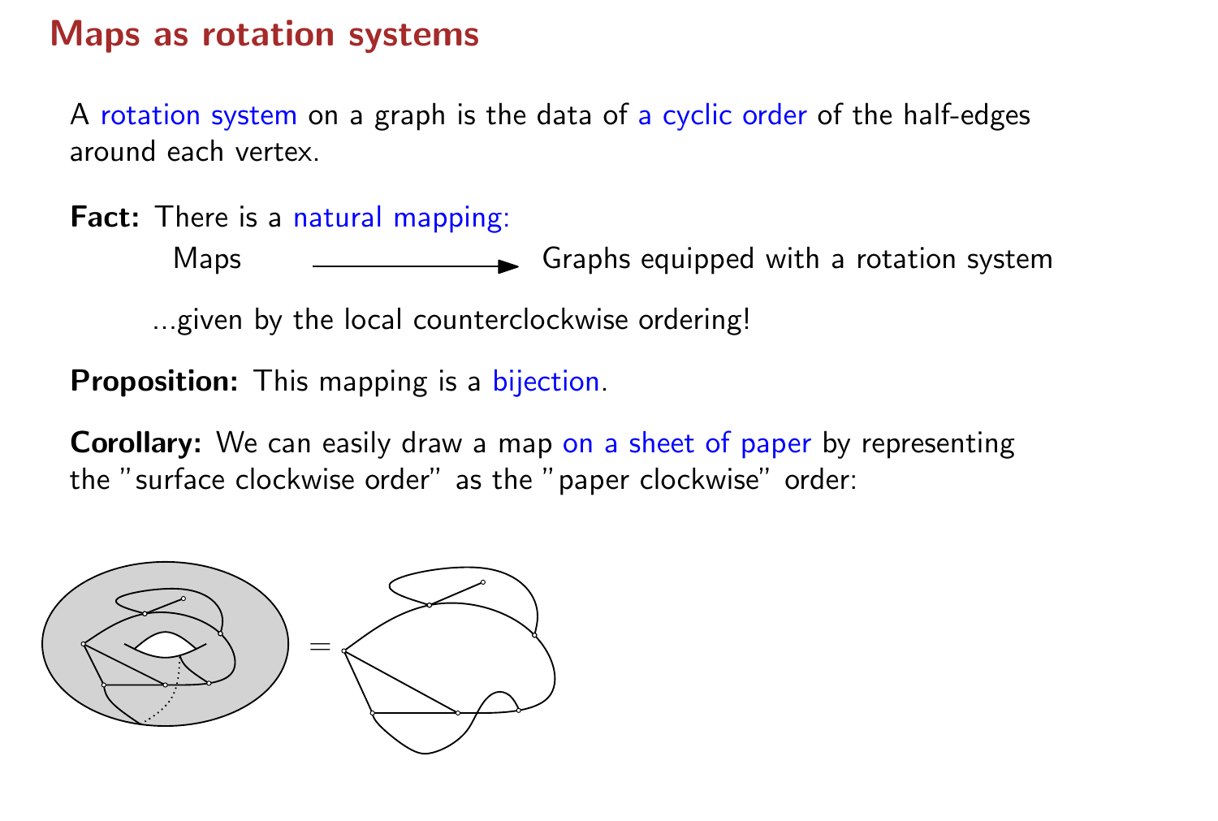# Maps as rotation systems

A rotation system on a graph is the data of a cyclic order of the half-edges around each vertex.

**Fact:** There is a natural mapping:

Maps ⟶ Graphs equipped with a rotation system

...given by the local counterclockwise ordering!

**Proposition:** This mapping is a bijection.

**Corollary:** We can easily draw a map on a sheet of paper by representing the "surface clockwise order" as the "paper clockwise" order: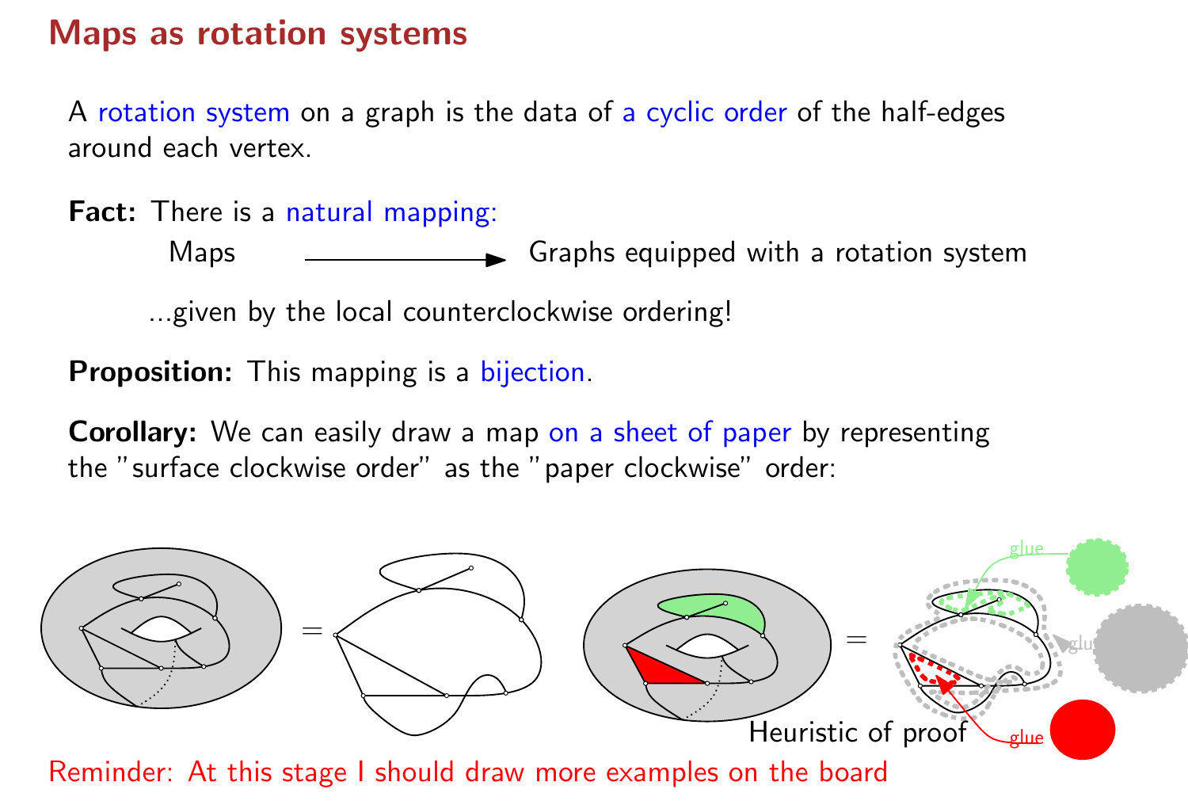# Maps as rotation systems

A rotation system on a graph is the data of a cyclic order of the half-edges around each vertex.

**Fact:** There is a natural mapping:

Maps $\longrightarrow$ Graphs equipped with a rotation system

...given by the local counterclockwise ordering!

**Proposition:** This mapping is a bijection.

**Corollary:** We can easily draw a map on a sheet of paper by representing the "surface clockwise order" as the "paper clockwise" order:

Heuristic of proof

Reminder: At this stage I should draw more examples on the board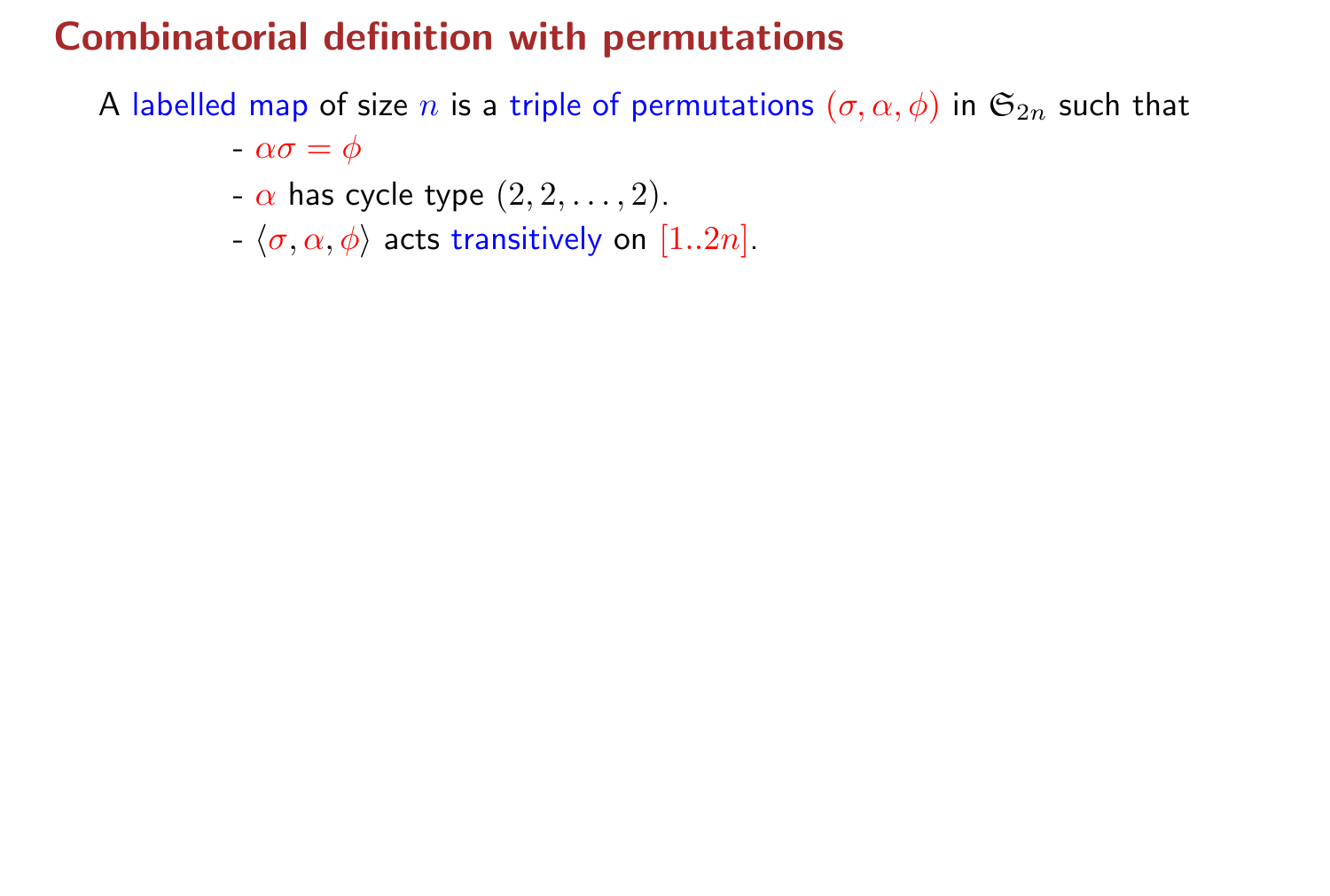# Combinatorial definition with permutations

A labelled map of size $n$ is a triple of permutations $(\sigma, \alpha, \phi)$ in $\mathfrak{S}_{2n}$ such that

- $\alpha\sigma = \phi$
- $\alpha$ has cycle type $(2, 2, \ldots, 2)$.
- $\langle \sigma, \alpha, \phi \rangle$ acts transitively on $[1..2n]$.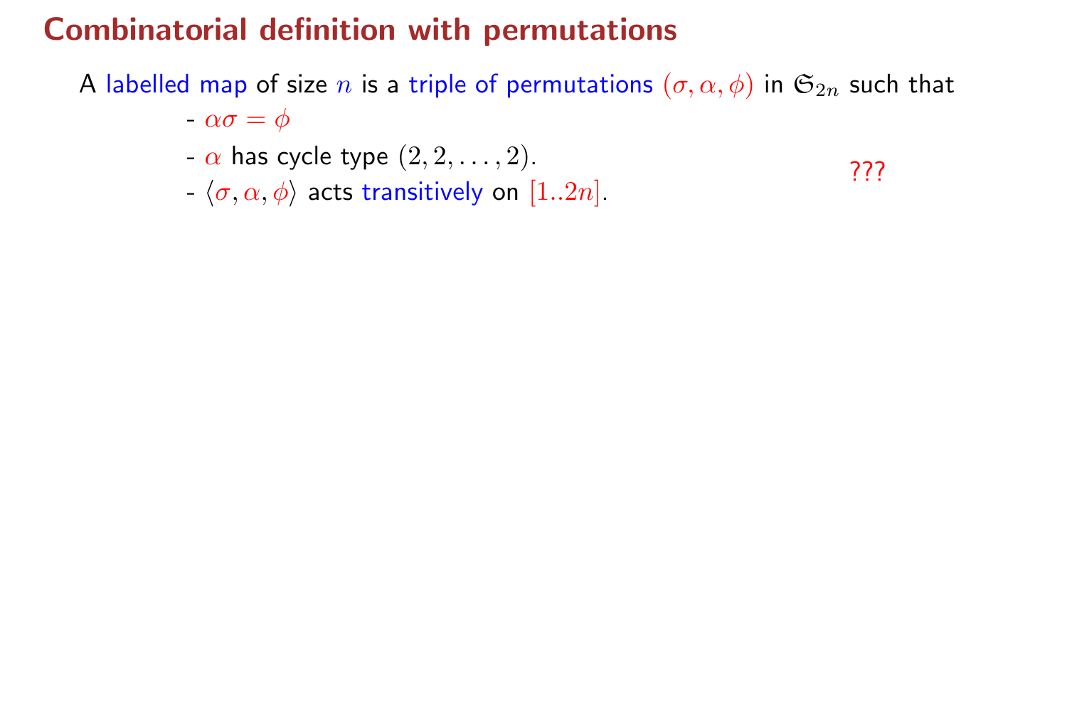# Combinatorial definition with permutations

A labelled map of size $n$ is a triple of permutations $(\sigma, \alpha, \phi)$ in $\mathfrak{S}_{2n}$ such that

- $\alpha\sigma = \phi$
- $\alpha$ has cycle type $(2, 2, \ldots, 2)$.
- $\langle \sigma, \alpha, \phi \rangle$ acts transitively on $[1..2n]$.

???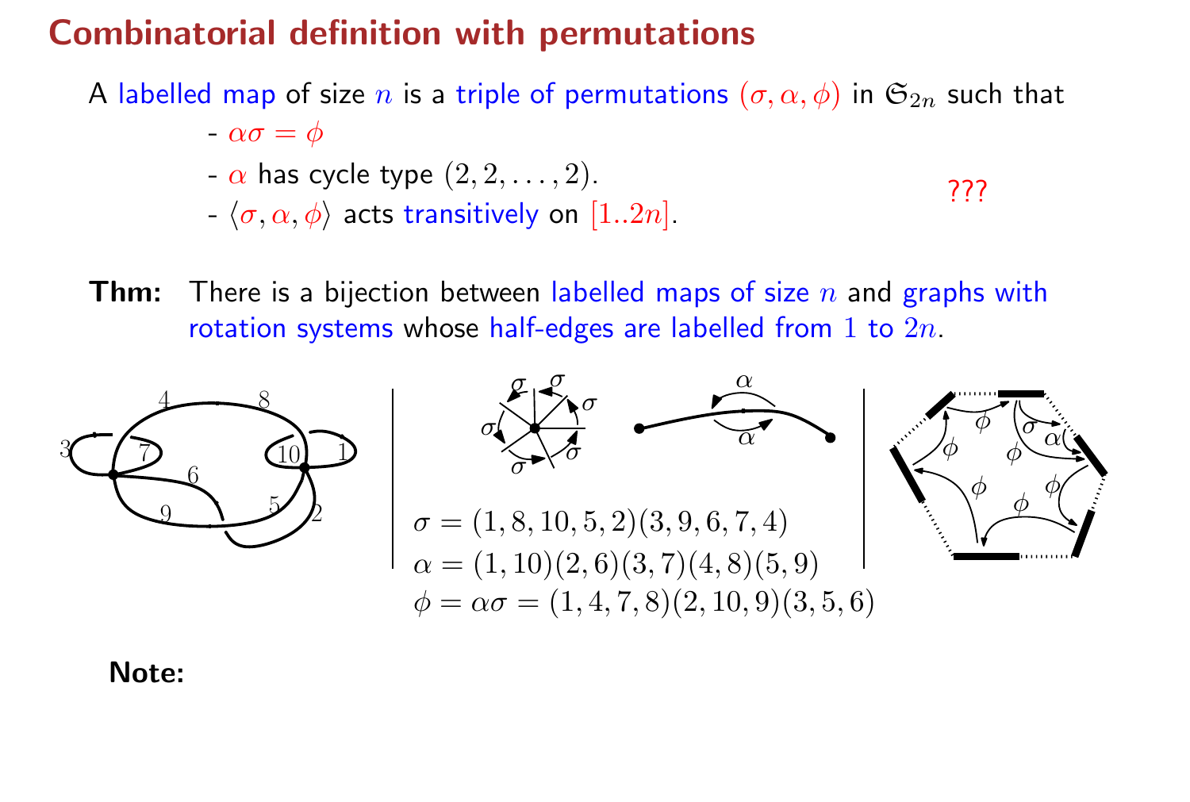## Combinatorial definition with permutations

A labelled map of size $n$ is a triple of permutations $(\sigma, \alpha, \phi)$ in $\mathfrak{S}_{2n}$ such that

- $\alpha\sigma = \phi$
- $\alpha$ has cycle type $(2, 2, \ldots, 2)$.
- $\langle \sigma, \alpha, \phi \rangle$ acts transitively on $[1..2n]$.

???

**Thm:** There is a bijection between labelled maps of size $n$ and graphs with rotation systems whose half-edges are labelled from $1$ to $2n$.

$\sigma = (1, 8, 10, 5, 2)(3, 9, 6, 7, 4)$

$\alpha = (1, 10)(2, 6)(3, 7)(4, 8)(5, 9)$

$\phi = \alpha\sigma = (1, 4, 7, 8)(2, 10, 9)(3, 5, 6)$

**Note:**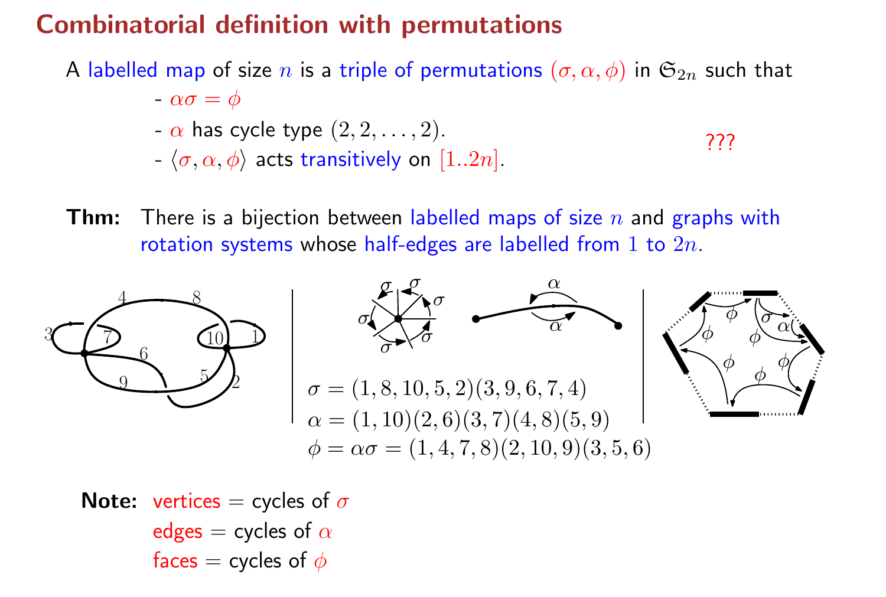## Combinatorial definition with permutations

A labelled map of size $n$ is a triple of permutations $(\sigma, \alpha, \phi)$ in $\mathfrak{S}_{2n}$ such that

- $\alpha\sigma = \phi$
- $\alpha$ has cycle type $(2, 2, \ldots, 2)$.
- $\langle \sigma, \alpha, \phi \rangle$ acts transitively on $[1..2n]$.

???

**Thm:** There is a bijection between labelled maps of size $n$ and graphs with rotation systems whose half-edges are labelled from 1 to $2n$.

$$\sigma = (1, 8, 10, 5, 2)(3, 9, 6, 7, 4)$$
$$\alpha = (1, 10)(2, 6)(3, 7)(4, 8)(5, 9)$$
$$\phi = \alpha\sigma = (1, 4, 7, 8)(2, 10, 9)(3, 5, 6)$$

**Note:** vertices = cycles of $\sigma$
edges = cycles of $\alpha$
faces = cycles of $\phi$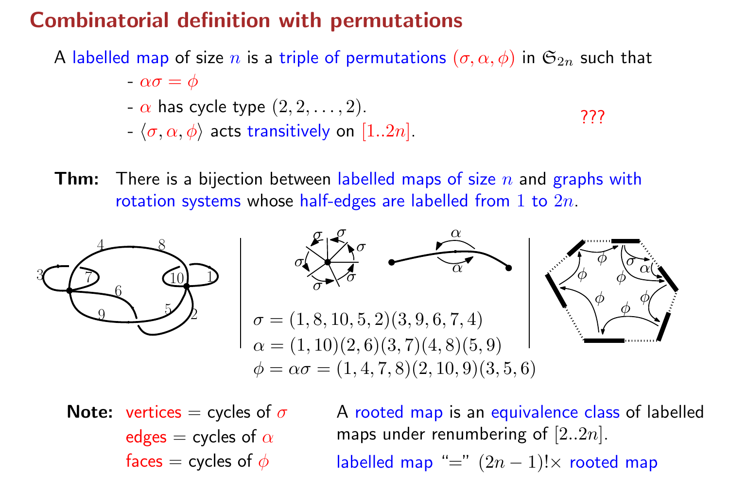# Combinatorial definition with permutations

A labelled map of size $n$ is a triple of permutations $(\sigma, \alpha, \phi)$ in $\mathfrak{S}_{2n}$ such that

- $\alpha\sigma = \phi$
- $\alpha$ has cycle type $(2, 2, \dots, 2)$.
- $\langle \sigma, \alpha, \phi \rangle$ acts transitively on $[1..2n]$.

???

**Thm:** There is a bijection between labelled maps of size $n$ and graphs with rotation systems whose half-edges are labelled from $1$ to $2n$.

$$\sigma = (1, 8, 10, 5, 2)(3, 9, 6, 7, 4)$$
$$\alpha = (1, 10)(2, 6)(3, 7)(4, 8)(5, 9)$$
$$\phi = \alpha\sigma = (1, 4, 7, 8)(2, 10, 9)(3, 5, 6)$$

**Note:** vertices = cycles of $\sigma$
edges = cycles of $\alpha$
faces = cycles of $\phi$

A rooted map is an equivalence class of labelled maps under renumbering of $[2..2n]$.

labelled map "=" $(2n - 1)! \times$ rooted map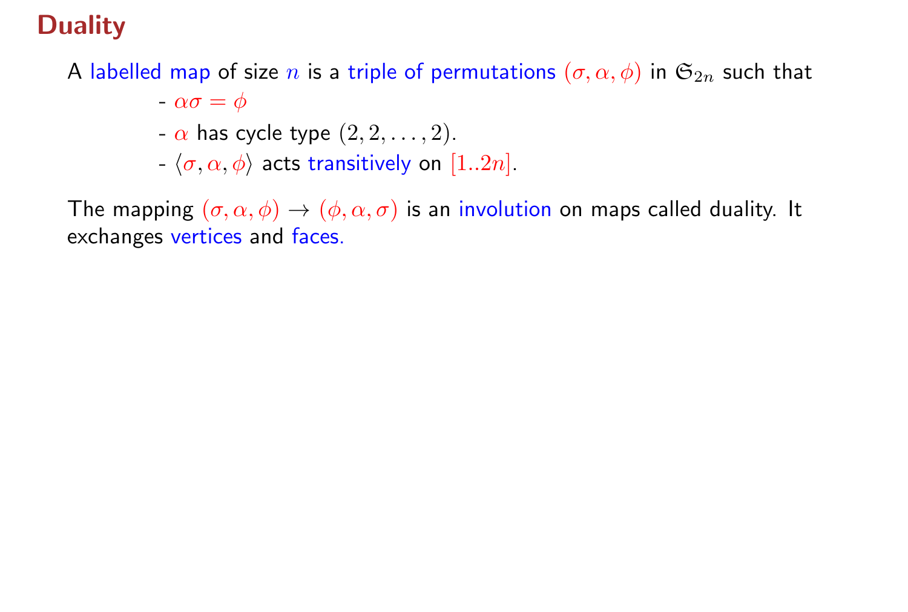# Duality

A labelled map of size $n$ is a triple of permutations $(\sigma, \alpha, \phi)$ in $\mathfrak{S}_{2n}$ such that

- $\alpha\sigma = \phi$
- $\alpha$ has cycle type $(2, 2, \ldots, 2)$.
- $\langle \sigma, \alpha, \phi \rangle$ acts transitively on $[1..2n]$.

The mapping $(\sigma, \alpha, \phi) \to (\phi, \alpha, \sigma)$ is an involution on maps called duality. It exchanges vertices and faces.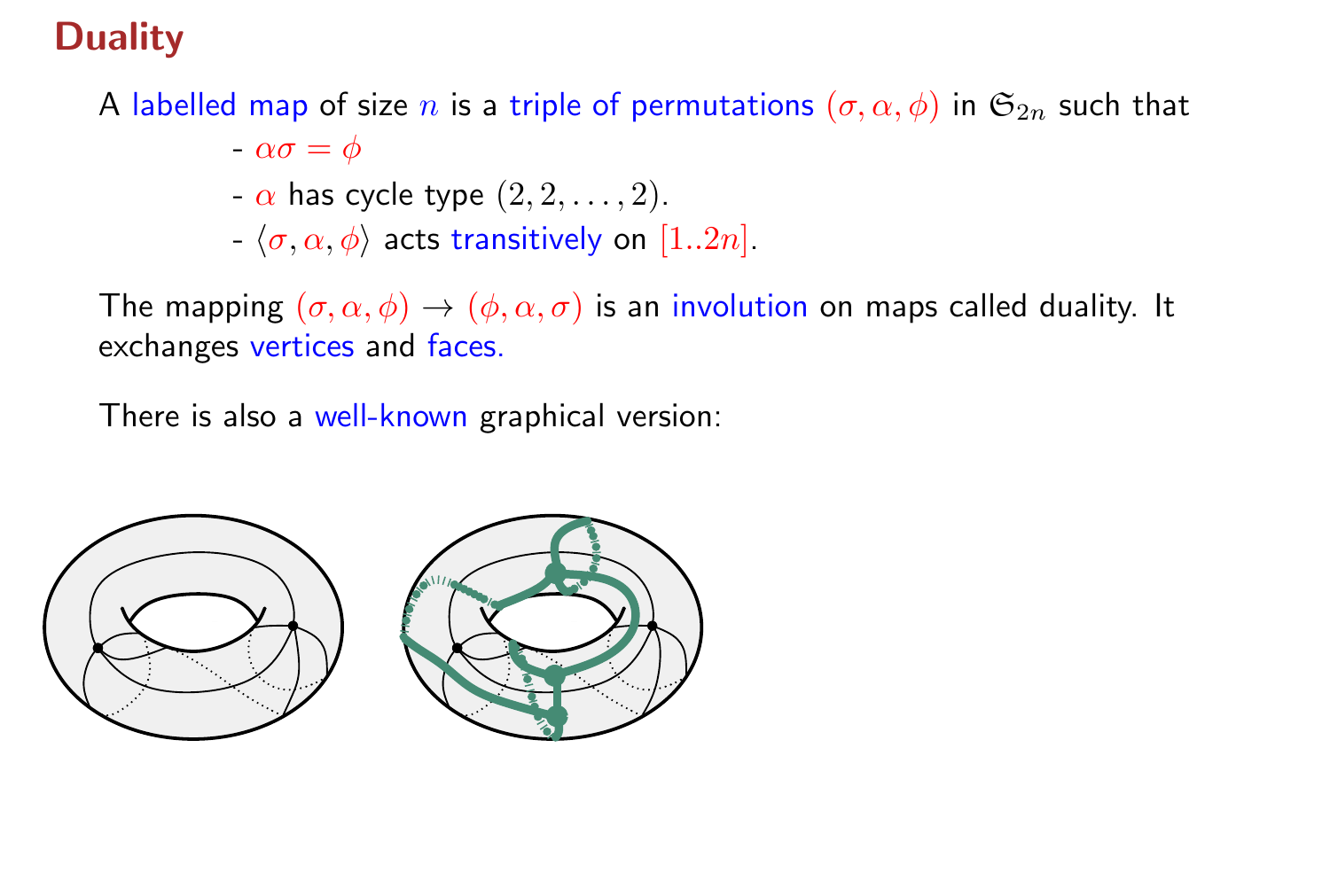## Duality

A labelled map of size $n$ is a triple of permutations $(\sigma, \alpha, \phi)$ in $\mathfrak{S}_{2n}$ such that

- $\alpha\sigma = \phi$
- $\alpha$ has cycle type $(2, 2, \ldots, 2)$.
- $\langle \sigma, \alpha, \phi \rangle$ acts transitively on $[1..2n]$.

The mapping $(\sigma, \alpha, \phi) \to (\phi, \alpha, \sigma)$ is an involution on maps called duality. It exchanges vertices and faces.

There is also a well-known graphical version: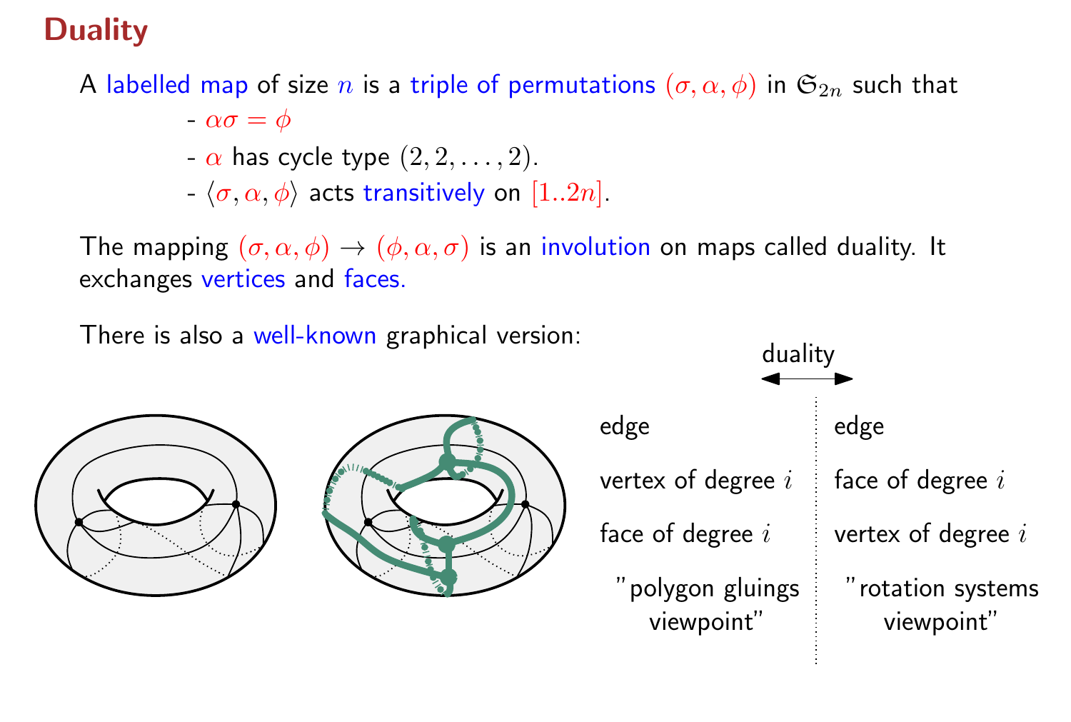## Duality

A labelled map of size $n$ is a triple of permutations $(\sigma, \alpha, \phi)$ in $\mathfrak{S}_{2n}$ such that

- $\alpha\sigma = \phi$
- $\alpha$ has cycle type $(2, 2, \ldots, 2)$.
- $\langle \sigma, \alpha, \phi \rangle$ acts transitively on $[1..2n]$.

The mapping $(\sigma, \alpha, \phi) \to (\phi, \alpha, \sigma)$ is an involution on maps called duality. It exchanges vertices and faces.

There is also a well-known graphical version:

| | duality |
|---|---|
| edge | edge |
| vertex of degree $i$ | face of degree $i$ |
| face of degree $i$ | vertex of degree $i$ |
| "polygon gluings viewpoint" | "rotation systems viewpoint" |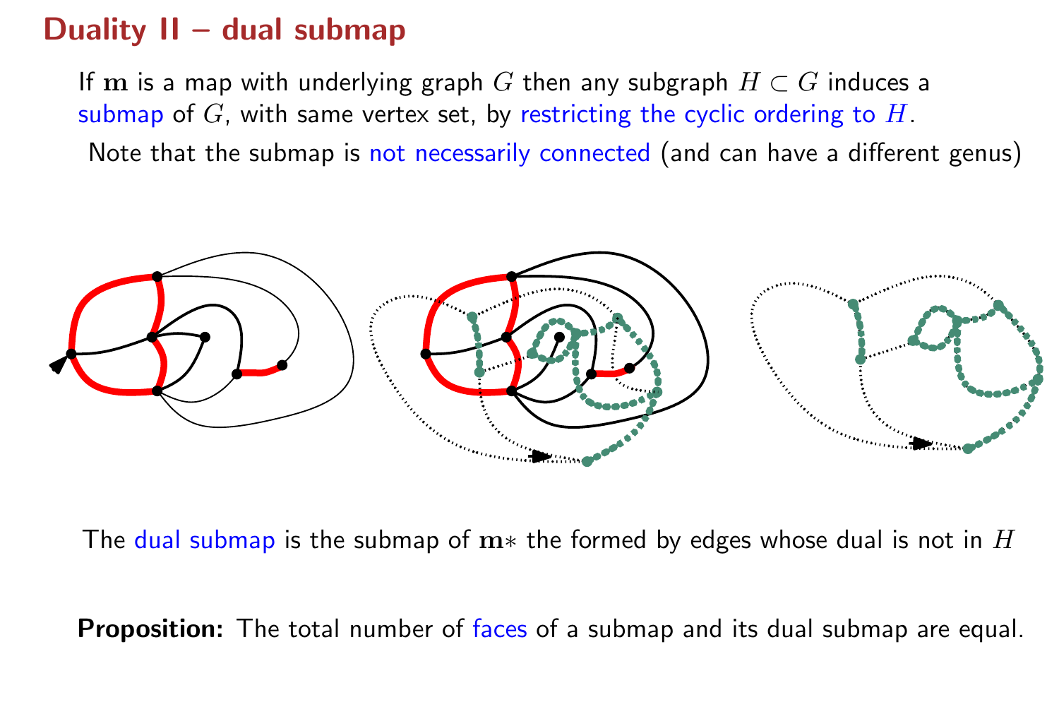## Duality II – dual submap

If $\mathbf{m}$ is a map with underlying graph $G$ then any subgraph $H \subset G$ induces a submap of $G$, with same vertex set, by restricting the cyclic ordering to $H$.

Note that the submap is not necessarily connected (and can have a different genus)

The dual submap is the submap of $\mathbf{m}*$ the formed by edges whose dual is not in $H$

**Proposition:** The total number of faces of a submap and its dual submap are equal.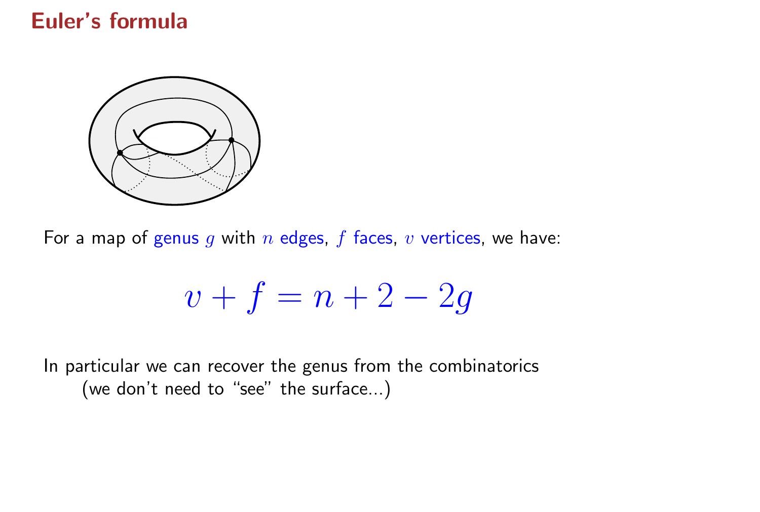# Euler's formula

For a map of genus $g$ with $n$ edges, $f$ faces, $v$ vertices, we have:

$$v + f = n + 2 - 2g$$

In particular we can recover the genus from the combinatorics
(we don't need to "see" the surface...)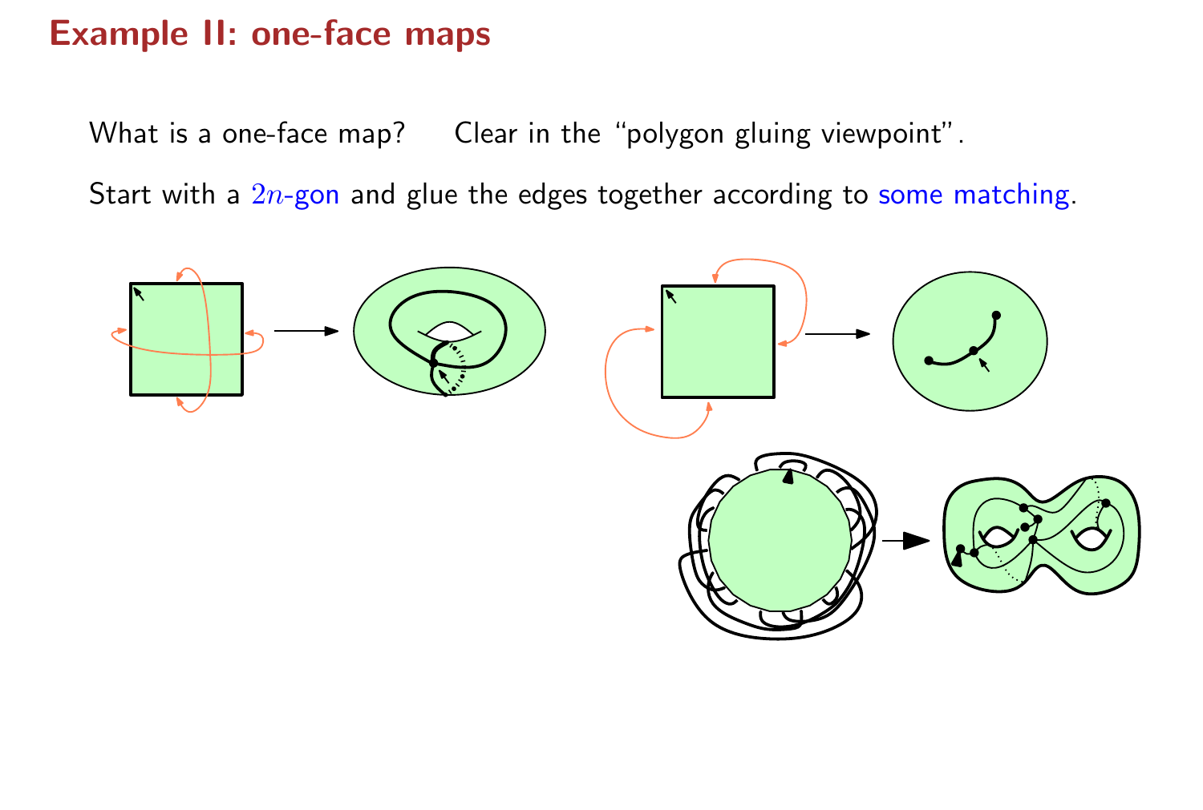# Example II: one-face maps

What is a one-face map? Clear in the "polygon gluing viewpoint".

Start with a $2n$-gon and glue the edges together according to some matching.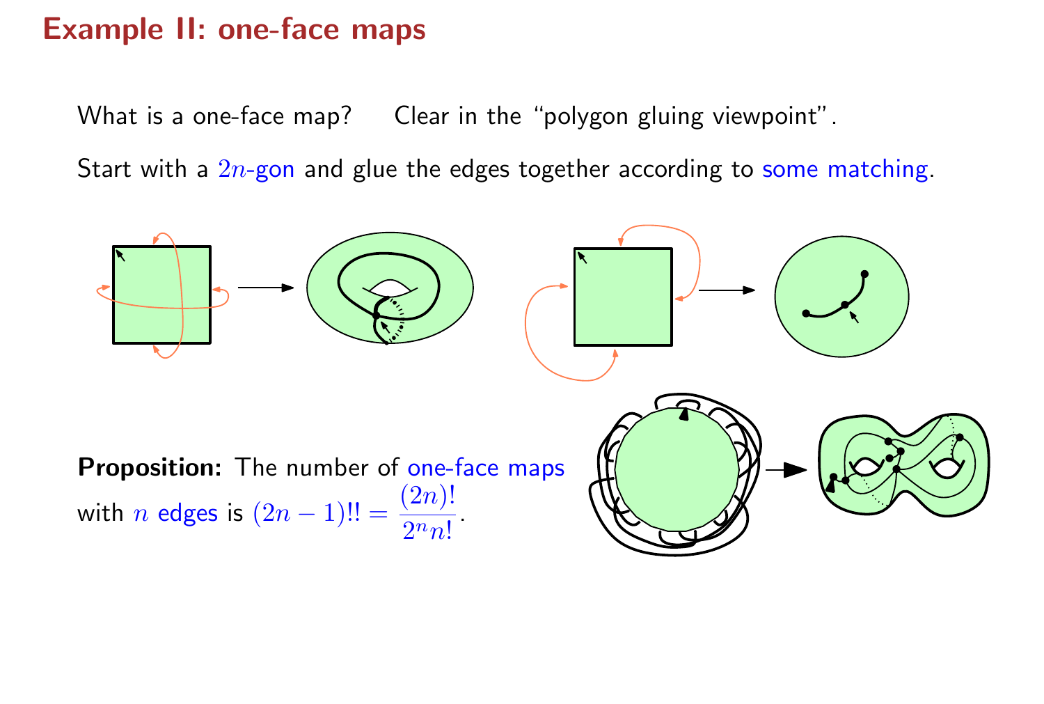## Example II: one-face maps

What is a one-face map? Clear in the "polygon gluing viewpoint".

Start with a $2n$-gon and glue the edges together according to some matching.

**Proposition:** The number of one-face maps with $n$ edges is $(2n-1)!! = \dfrac{(2n)!}{2^n n!}$.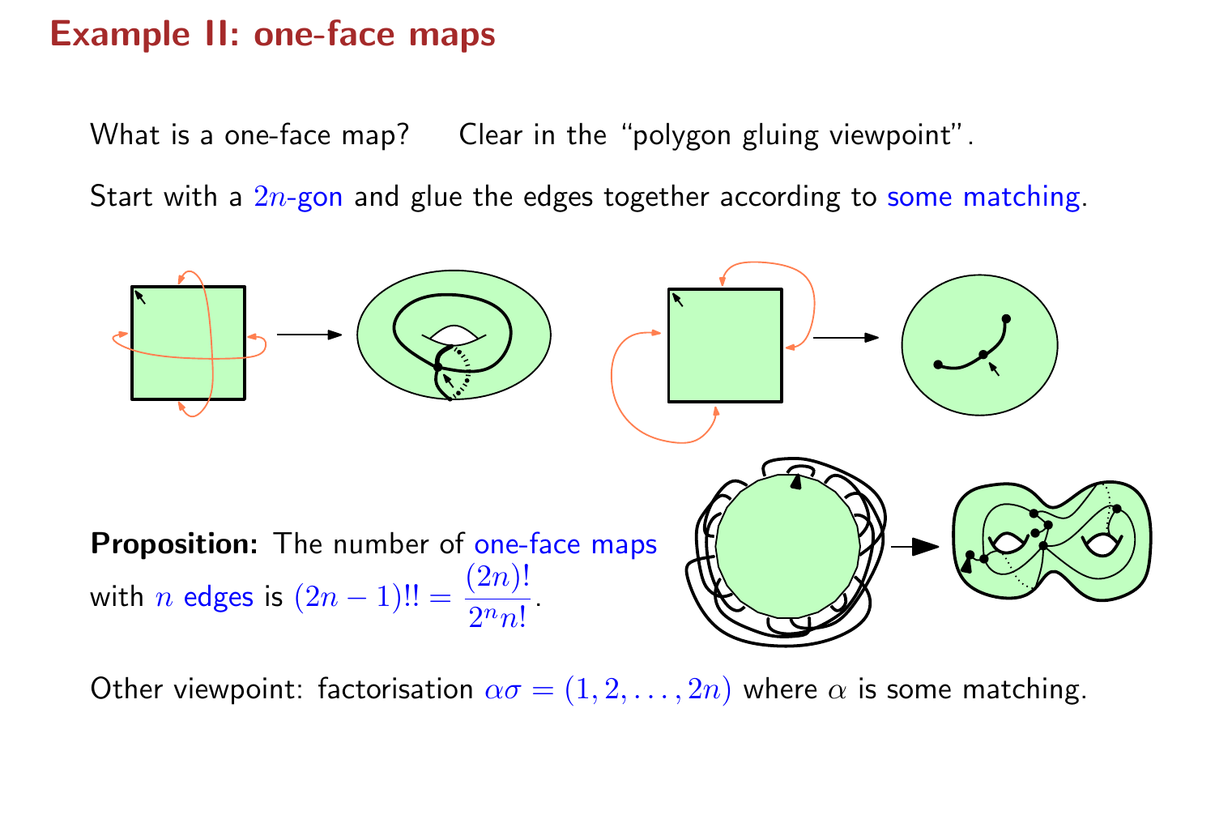# Example II: one-face maps

What is a one-face map?    Clear in the "polygon gluing viewpoint".

Start with a $2n$-gon and glue the edges together according to some matching.

**Proposition:** The number of one-face maps with $n$ edges is $(2n-1)!! = \frac{(2n)!}{2^n n!}$.

Other viewpoint: factorisation $\alpha\sigma = (1, 2, \ldots, 2n)$ where $\alpha$ is some matching.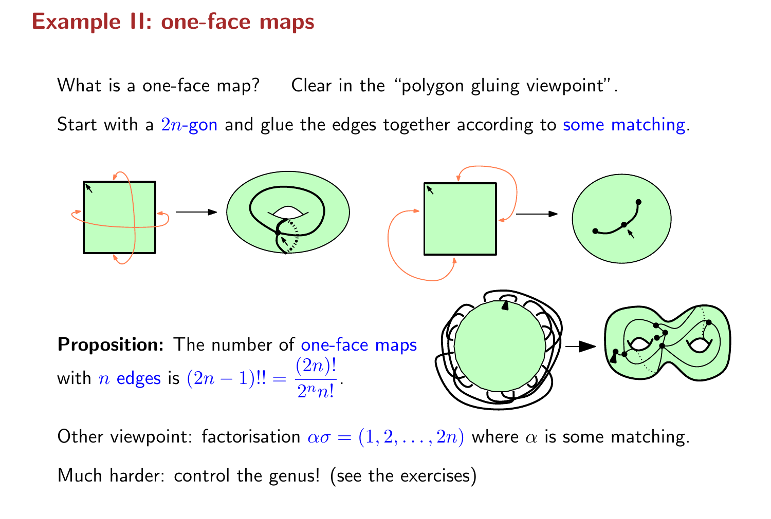## Example II: one-face maps

What is a one-face map? Clear in the "polygon gluing viewpoint".

Start with a $2n$-gon and glue the edges together according to some matching.

**Proposition:** The number of one-face maps with $n$ edges is $(2n-1)!! = \frac{(2n)!}{2^n n!}$.

Other viewpoint: factorisation $\alpha\sigma = (1, 2, \ldots, 2n)$ where $\alpha$ is some matching.

Much harder: control the genus! (see the exercises)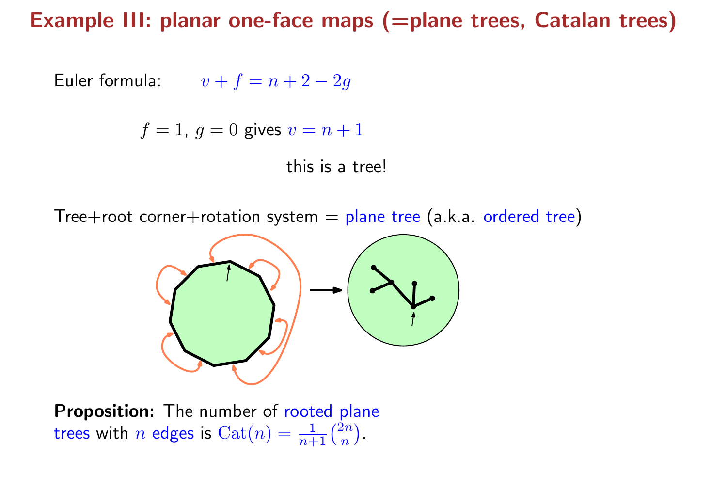# Example III: planar one-face maps (=plane trees, Catalan trees)

Euler formula: $v + f = n + 2 - 2g$

$f = 1$, $g = 0$ gives $v = n + 1$

this is a tree!

Tree+root corner+rotation system = plane tree (a.k.a. ordered tree)

**Proposition:** The number of rooted plane trees with $n$ edges is $\mathrm{Cat}(n) = \frac{1}{n+1}\binom{2n}{n}$.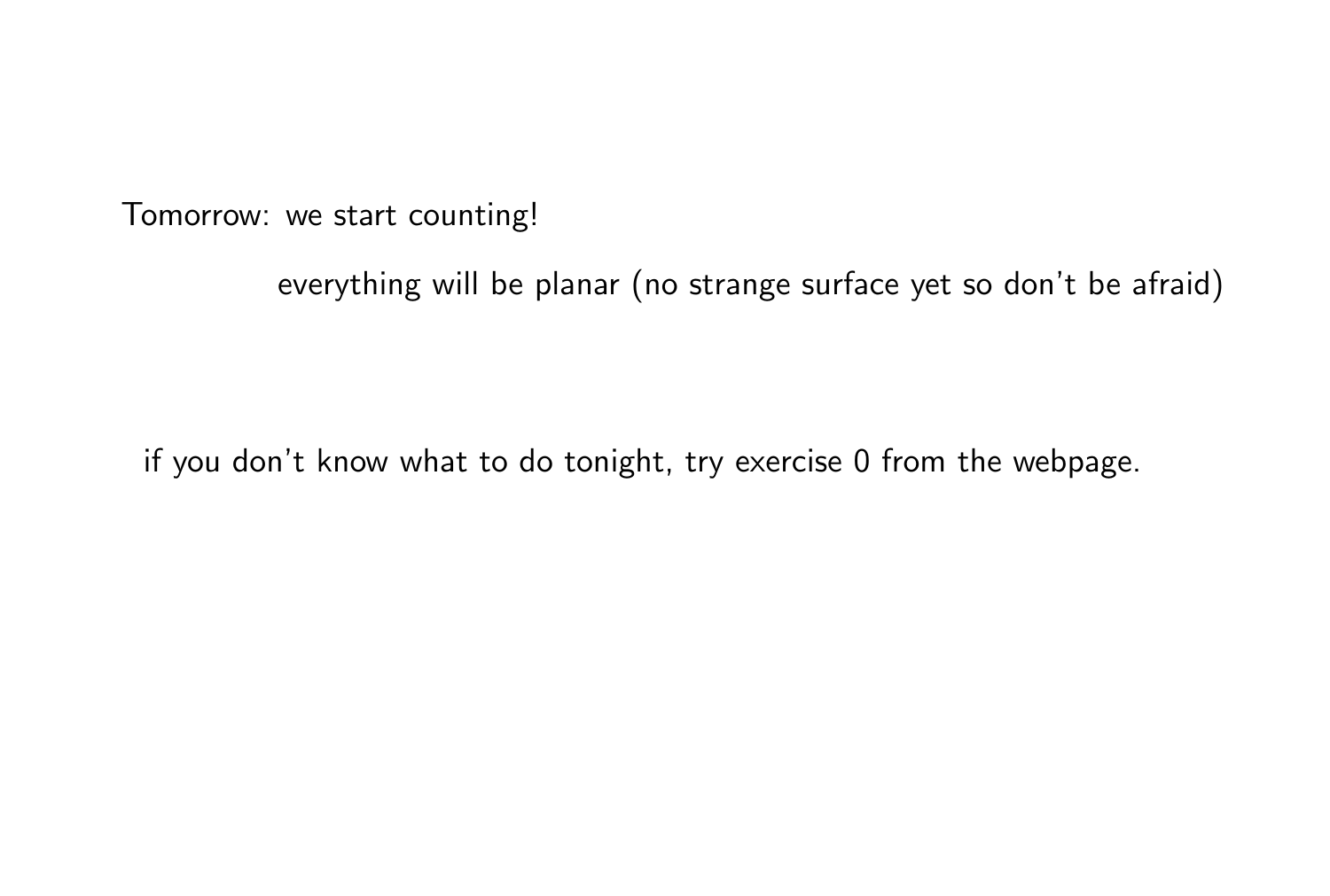Tomorrow: we start counting!

everything will be planar (no strange surface yet so don't be afraid)

if you don't know what to do tonight, try exercise 0 from the webpage.